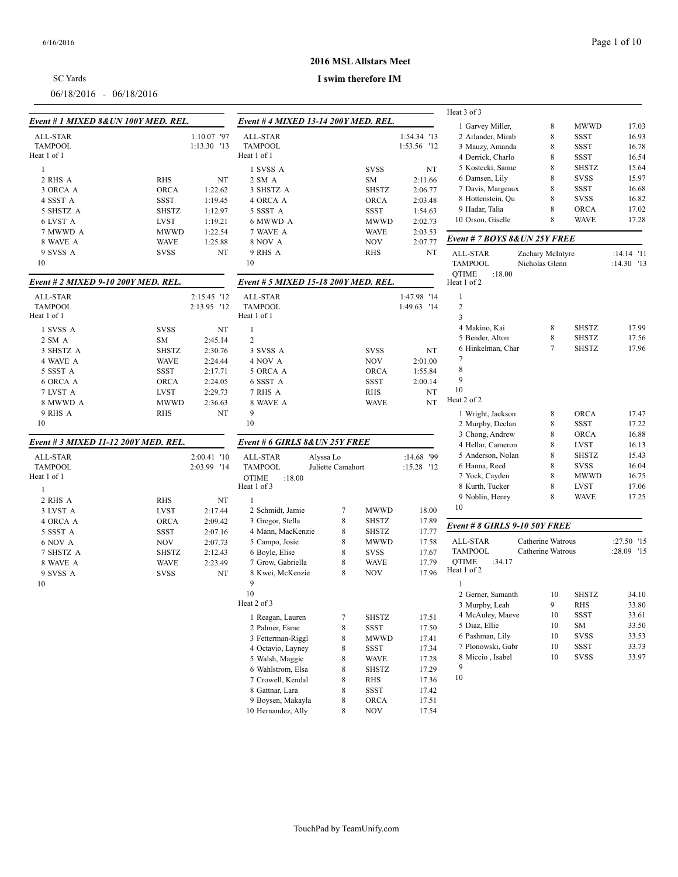# 2016 MSL Allstars Meet

## I swim therefore IM

SC Yards

06/18/2016 - 06/18/2016

### Event # 1 MIXED 8&UN 100Y MED. REL.

| | | |
|---|---|---|
| ALL-STAR | | 1:10.07 '97 |
| TAMPOOL | | 1:13.30 '13 |

Heat 1 of 1

| Lane/Team | Team | Seed |
|---|---|---|
| 1 | | |
| 2 RHS A | RHS | NT |
| 3 ORCA A | ORCA | 1:22.62 |
| 4 SSST A | SSST | 1:19.45 |
| 5 SHSTZ A | SHSTZ | 1:12.97 |
| 6 LVST A | LVST | 1:19.21 |
| 7 MWWD A | MWWD | 1:22.54 |
| 8 WAVE A | WAVE | 1:25.88 |
| 9 SVSS A | SVSS | NT |
| 10 | | |

### Event # 2 MIXED 9-10 200Y MED. REL.

| | | |
|---|---|---|
| ALL-STAR | | 2:15.45 '12 |
| TAMPOOL | | 2:13.95 '12 |

Heat 1 of 1

| Lane/Team | Team | Seed |
|---|---|---|
| 1 SVSS A | SVSS | NT |
| 2 SM A | SM | 2:45.14 |
| 3 SHSTZ A | SHSTZ | 2:30.76 |
| 4 WAVE A | WAVE | 2:24.44 |
| 5 SSST A | SSST | 2:17.71 |
| 6 ORCA A | ORCA | 2:24.05 |
| 7 LVST A | LVST | 2:29.73 |
| 8 MWWD A | MWWD | 2:36.63 |
| 9 RHS A | RHS | NT |
| 10 | | |

### Event # 3 MIXED 11-12 200Y MED. REL.

| | | |
|---|---|---|
| ALL-STAR | | 2:00.41 '10 |
| TAMPOOL | | 2:03.99 '14 |

Heat 1 of 1

| Lane/Team | Team | Seed |
|---|---|---|
| 1 | | |
| 2 RHS A | RHS | NT |
| 3 LVST A | LVST | 2:17.44 |
| 4 ORCA A | ORCA | 2:09.42 |
| 5 SSST A | SSST | 2:07.16 |
| 6 NOV A | NOV | 2:07.73 |
| 7 SHSTZ A | SHSTZ | 2:12.43 |
| 8 WAVE A | WAVE | 2:23.49 |
| 9 SVSS A | SVSS | NT |
| 10 | | |

### Event # 4 MIXED 13-14 200Y MED. REL.

| | | |
|---|---|---|
| ALL-STAR | | 1:54.34 '13 |
| TAMPOOL | | 1:53.56 '12 |

Heat 1 of 1

| Lane/Team | Team | Seed |
|---|---|---|
| 1 SVSS A | SVSS | NT |
| 2 SM A | SM | 2:11.66 |
| 3 SHSTZ A | SHSTZ | 2:06.77 |
| 4 ORCA A | ORCA | 2:03.48 |
| 5 SSST A | SSST | 1:54.63 |
| 6 MWWD A | MWWD | 2:02.73 |
| 7 WAVE A | WAVE | 2:03.53 |
| 8 NOV A | NOV | 2:07.77 |
| 9 RHS A | RHS | NT |
| 10 | | |

### Event # 5 MIXED 15-18 200Y MED. REL.

| | | |
|---|---|---|
| ALL-STAR | | 1:47.98 '14 |
| TAMPOOL | | 1:49.63 '14 |

Heat 1 of 1

| Lane/Team | Team | Seed |
|---|---|---|
| 1 | | |
| 2 | | |
| 3 SVSS A | SVSS | NT |
| 4 NOV A | NOV | 2:01.00 |
| 5 ORCA A | ORCA | 1:55.84 |
| 6 SSST A | SSST | 2:00.14 |
| 7 RHS A | RHS | NT |
| 8 WAVE A | WAVE | NT |
| 9 | | |
| 10 | | |

### Event # 6 GIRLS 8&UN 25Y FREE

| | | |
|---|---|---|
| ALL-STAR | Alyssa Lo | :14.68 '99 |
| TAMPOOL | Juliette Camahort | :15.28 '12 |
| QTIME :18.00 | | |

Heat 1 of 3

| Lane/Name | Age | Team | Seed |
|---|---|---|---|
| 1 | | | |
| 2 Schmidt, Jamie | 7 | MWWD | 18.00 |
| 3 Gregor, Stella | 8 | SHSTZ | 17.89 |
| 4 Mann, MacKenzie | 8 | SHSTZ | 17.77 |
| 5 Campo, Josie | 8 | MWWD | 17.58 |
| 6 Boyle, Elise | 8 | SVSS | 17.67 |
| 7 Grow, Gabriella | 8 | WAVE | 17.79 |
| 8 Kwei, McKenzie | 8 | NOV | 17.96 |
| 9 | | | |
| 10 | | | |

Heat 2 of 3

| Lane/Name | Age | Team | Seed |
|---|---|---|---|
| 1 Reagan, Lauren | 7 | SHSTZ | 17.51 |
| 2 Palmer, Esme | 8 | SSST | 17.50 |
| 3 Fetterman-Riggl | 8 | MWWD | 17.41 |
| 4 Octavio, Layney | 8 | SSST | 17.34 |
| 5 Walsh, Maggie | 8 | WAVE | 17.28 |
| 6 Wahlstrom, Elsa | 8 | SHSTZ | 17.29 |
| 7 Crowell, Kendal | 8 | RHS | 17.36 |
| 8 Gattnar, Lara | 8 | SSST | 17.42 |
| 9 Boysen, Makayla | 8 | ORCA | 17.51 |
| 10 Hernandez, Ally | 8 | NOV | 17.54 |

Heat 3 of 3

| Lane/Name | Age | Team | Seed |
|---|---|---|---|
| 1 Garvey Miller, | 8 | MWWD | 17.03 |
| 2 Arlander, Mirab | 8 | SSST | 16.93 |
| 3 Mauzy, Amanda | 8 | SSST | 16.78 |
| 4 Derrick, Charlo | 8 | SSST | 16.54 |
| 5 Kostecki, Sanne | 8 | SHSTZ | 15.64 |
| 6 Damsen, Lily | 8 | SVSS | 15.97 |
| 7 Davis, Margeaux | 8 | SSST | 16.68 |
| 8 Hottenstein, Qu | 8 | SVSS | 16.82 |
| 9 Hadar, Talia | 8 | ORCA | 17.02 |
| 10 Orson, Giselle | 8 | WAVE | 17.28 |

### Event # 7 BOYS 8&UN 25Y FREE

| | | |
|---|---|---|
| ALL-STAR | Zachary McIntyre | :14.14 '11 |
| TAMPOOL | Nicholas Glenn | :14.30 '13 |
| QTIME :18.00 | | |

Heat 1 of 2

| Lane/Name | Age | Team | Seed |
|---|---|---|---|
| 1 | | | |
| 2 | | | |
| 3 | | | |
| 4 Makino, Kai | 8 | SHSTZ | 17.99 |
| 5 Bender, Alton | 8 | SHSTZ | 17.56 |
| 6 Hinkelman, Char | 7 | SHSTZ | 17.96 |
| 7 | | | |
| 8 | | | |
| 9 | | | |
| 10 | | | |

Heat 2 of 2

| Lane/Name | Age | Team | Seed |
|---|---|---|---|
| 1 Wright, Jackson | 8 | ORCA | 17.47 |
| 2 Murphy, Declan | 8 | SSST | 17.22 |
| 3 Chong, Andrew | 8 | ORCA | 16.88 |
| 4 Hellar, Cameron | 8 | LVST | 16.13 |
| 5 Anderson, Nolan | 8 | SHSTZ | 15.43 |
| 6 Hanna, Reed | 8 | SVSS | 16.04 |
| 7 Yock, Cayden | 8 | MWWD | 16.75 |
| 8 Kurth, Tucker | 8 | LVST | 17.06 |
| 9 Noblin, Henry | 8 | WAVE | 17.25 |
| 10 | | | |

### Event # 8 GIRLS 9-10 50Y FREE

| | | |
|---|---|---|
| ALL-STAR | Catherine Watrous | :27.50 '15 |
| TAMPOOL | Catherine Watrous | :28.09 '15 |
| QTIME :34.17 | | |

Heat 1 of 2

| Lane/Name | Age | Team | Seed |
|---|---|---|---|
| 1 | | | |
| 2 Gerner, Samanth | 10 | SHSTZ | 34.10 |
| 3 Murphy, Leah | 9 | RHS | 33.80 |
| 4 McAuley, Maeve | 10 | SSST | 33.61 |
| 5 Diaz, Ellie | 10 | SM | 33.50 |
| 6 Pashman, Lily | 10 | SVSS | 33.53 |
| 7 Plonowski, Gabr | 10 | SSST | 33.73 |
| 8 Miccio , Isabel | 10 | SVSS | 33.97 |
| 9 | | | |
| 10 | | | |

TouchPad by TeamUnify.com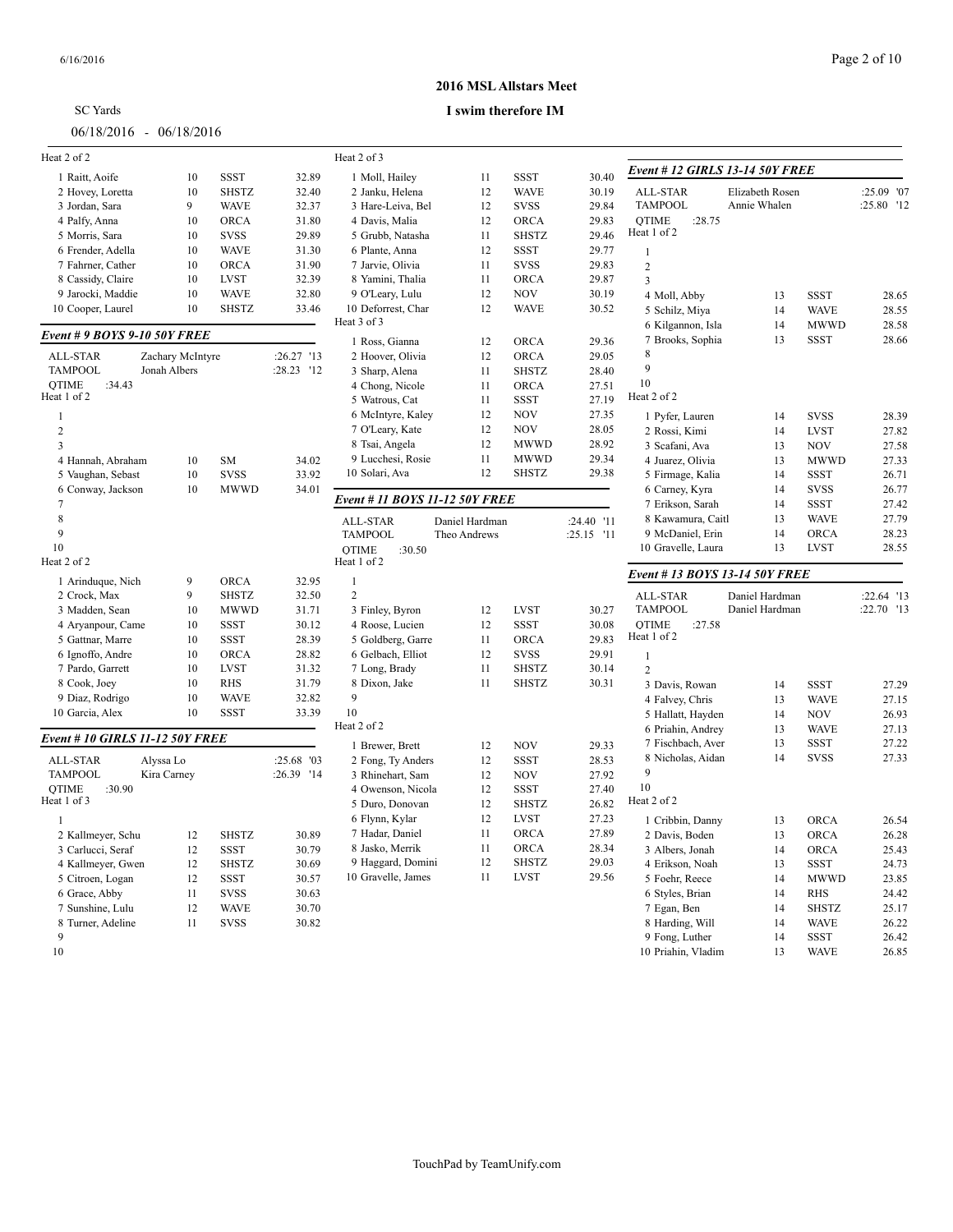**2016 MSL Allstars Meet**

**I swim therefore IM**

SC Yards

06/18/2016 - 06/18/2016

Heat 2 of 2

| | Name | Age | Team | Time |
|---|---|---|---|---|
| 1 | Raitt, Aoife | 10 | SSST | 32.89 |
| 2 | Hovey, Loretta | 10 | SHSTZ | 32.40 |
| 3 | Jordan, Sara | 9 | WAVE | 32.37 |
| 4 | Palfy, Anna | 10 | ORCA | 31.80 |
| 5 | Morris, Sara | 10 | SVSS | 29.89 |
| 6 | Frender, Adella | 10 | WAVE | 31.30 |
| 7 | Fahrner, Cather | 10 | ORCA | 31.90 |
| 8 | Cassidy, Claire | 10 | LVST | 32.39 |
| 9 | Jarocki, Maddie | 10 | WAVE | 32.80 |
| 10 | Cooper, Laurel | 10 | SHSTZ | 33.46 |

### Event # 9 BOYS 9-10 50Y FREE

| | | |
|---|---|---|
| ALL-STAR | Zachary McIntyre | :26.27 '13 |
| TAMPOOL | Jonah Albers | :28.23 '12 |
| QTIME | :34.43 | |

Heat 1 of 2

| | Name | Age | Team | Time |
|---|---|---|---|---|
| 1 | | | | |
| 2 | | | | |
| 3 | | | | |
| 4 | Hannah, Abraham | 10 | SM | 34.02 |
| 5 | Vaughan, Sebast | 10 | SVSS | 33.92 |
| 6 | Conway, Jackson | 10 | MWWD | 34.01 |
| 7 | | | | |
| 8 | | | | |
| 9 | | | | |
| 10 | | | | |

Heat 2 of 2

| | Name | Age | Team | Time |
|---|---|---|---|---|
| 1 | Arinduque, Nich | 9 | ORCA | 32.95 |
| 2 | Crock, Max | 9 | SHSTZ | 32.50 |
| 3 | Madden, Sean | 10 | MWWD | 31.71 |
| 4 | Aryanpour, Came | 10 | SSST | 30.12 |
| 5 | Gattnar, Marre | 10 | SSST | 28.39 |
| 6 | Ignoffo, Andre | 10 | ORCA | 28.82 |
| 7 | Pardo, Garrett | 10 | LVST | 31.32 |
| 8 | Cook, Joey | 10 | RHS | 31.79 |
| 9 | Diaz, Rodrigo | 10 | WAVE | 32.82 |
| 10 | Garcia, Alex | 10 | SSST | 33.39 |

### Event # 10 GIRLS 11-12 50Y FREE

| | | |
|---|---|---|
| ALL-STAR | Alyssa Lo | :25.68 '03 |
| TAMPOOL | Kira Carney | :26.39 '14 |
| QTIME | :30.90 | |

Heat 1 of 3

| | Name | Age | Team | Time |
|---|---|---|---|---|
| 1 | | | | |
| 2 | Kallmeyer, Schu | 12 | SHSTZ | 30.89 |
| 3 | Carlucci, Seraf | 12 | SSST | 30.79 |
| 4 | Kallmeyer, Gwen | 12 | SHSTZ | 30.69 |
| 5 | Citroen, Logan | 12 | SSST | 30.57 |
| 6 | Grace, Abby | 11 | SVSS | 30.63 |
| 7 | Sunshine, Lulu | 12 | WAVE | 30.70 |
| 8 | Turner, Adeline | 11 | SVSS | 30.82 |
| 9 | | | | |
| 10 | | | | |

Heat 2 of 3

| | Name | Age | Team | Time |
|---|---|---|---|---|
| 1 | Moll, Hailey | 11 | SSST | 30.40 |
| 2 | Janku, Helena | 12 | WAVE | 30.19 |
| 3 | Hare-Leiva, Bel | 12 | SVSS | 29.84 |
| 4 | Davis, Malia | 12 | ORCA | 29.83 |
| 5 | Grubb, Natasha | 11 | SHSTZ | 29.46 |
| 6 | Plante, Anna | 12 | SSST | 29.77 |
| 7 | Jarvie, Olivia | 11 | SVSS | 29.83 |
| 8 | Yamini, Thalia | 11 | ORCA | 29.87 |
| 9 | O'Leary, Lulu | 12 | NOV | 30.19 |
| 10 | Deforrest, Char | 12 | WAVE | 30.52 |

Heat 3 of 3

| | Name | Age | Team | Time |
|---|---|---|---|---|
| 1 | Ross, Gianna | 12 | ORCA | 29.36 |
| 2 | Hoover, Olivia | 12 | ORCA | 29.05 |
| 3 | Sharp, Alena | 11 | SHSTZ | 28.40 |
| 4 | Chong, Nicole | 11 | ORCA | 27.51 |
| 5 | Watrous, Cat | 11 | SSST | 27.19 |
| 6 | McIntyre, Kaley | 12 | NOV | 27.35 |
| 7 | O'Leary, Kate | 12 | NOV | 28.05 |
| 8 | Tsai, Angela | 12 | MWWD | 28.92 |
| 9 | Lucchesi, Rosie | 11 | MWWD | 29.34 |
| 10 | Solari, Ava | 12 | SHSTZ | 29.38 |

### Event # 11 BOYS 11-12 50Y FREE

| | | |
|---|---|---|
| ALL-STAR | Daniel Hardman | :24.40 '11 |
| TAMPOOL | Theo Andrews | :25.15 '11 |
| QTIME | :30.50 | |

Heat 1 of 2

| | Name | Age | Team | Time |
|---|---|---|---|---|
| 1 | | | | |
| 2 | | | | |
| 3 | Finley, Byron | 12 | LVST | 30.27 |
| 4 | Roose, Lucien | 12 | SSST | 30.08 |
| 5 | Goldberg, Garre | 11 | ORCA | 29.83 |
| 6 | Gelbach, Elliot | 12 | SVSS | 29.91 |
| 7 | Long, Brady | 11 | SHSTZ | 30.14 |
| 8 | Dixon, Jake | 11 | SHSTZ | 30.31 |
| 9 | | | | |
| 10 | | | | |

Heat 2 of 2

| | Name | Age | Team | Time |
|---|---|---|---|---|
| 1 | Brewer, Brett | 12 | NOV | 29.33 |
| 2 | Fong, Ty Anders | 12 | SSST | 28.53 |
| 3 | Rhinehart, Sam | 12 | NOV | 27.92 |
| 4 | Owenson, Nicola | 12 | SSST | 27.40 |
| 5 | Duro, Donovan | 12 | SHSTZ | 26.82 |
| 6 | Flynn, Kylar | 12 | LVST | 27.23 |
| 7 | Hadar, Daniel | 11 | ORCA | 27.89 |
| 8 | Jasko, Merrik | 11 | ORCA | 28.34 |
| 9 | Haggard, Domini | 12 | SHSTZ | 29.03 |
| 10 | Gravelle, James | 11 | LVST | 29.56 |

### Event # 12 GIRLS 13-14 50Y FREE

| | | |
|---|---|---|
| ALL-STAR | Elizabeth Rosen | :25.09 '07 |
| TAMPOOL | Annie Whalen | :25.80 '12 |
| QTIME | :28.75 | |

Heat 1 of 2

| | Name | Age | Team | Time |
|---|---|---|---|---|
| 1 | | | | |
| 2 | | | | |
| 3 | | | | |
| 4 | Moll, Abby | 13 | SSST | 28.65 |
| 5 | Schilz, Miya | 14 | WAVE | 28.55 |
| 6 | Kilgannon, Isla | 14 | MWWD | 28.58 |
| 7 | Brooks, Sophia | 13 | SSST | 28.66 |
| 8 | | | | |
| 9 | | | | |
| 10 | | | | |

Heat 2 of 2

| | Name | Age | Team | Time |
|---|---|---|---|---|
| 1 | Pyfer, Lauren | 14 | SVSS | 28.39 |
| 2 | Rossi, Kimi | 14 | LVST | 27.82 |
| 3 | Scafani, Ava | 13 | NOV | 27.58 |
| 4 | Juarez, Olivia | 13 | MWWD | 27.33 |
| 5 | Firmage, Kalia | 14 | SSST | 26.71 |
| 6 | Carney, Kyra | 14 | SVSS | 26.77 |
| 7 | Erikson, Sarah | 14 | SSST | 27.42 |
| 8 | Kawamura, Caitl | 13 | WAVE | 27.79 |
| 9 | McDaniel, Erin | 14 | ORCA | 28.23 |
| 10 | Gravelle, Laura | 13 | LVST | 28.55 |

### Event # 13 BOYS 13-14 50Y FREE

| | | |
|---|---|---|
| ALL-STAR | Daniel Hardman | :22.64 '13 |
| TAMPOOL | Daniel Hardman | :22.70 '13 |
| QTIME | :27.58 | |

Heat 1 of 2

| | Name | Age | Team | Time |
|---|---|---|---|---|
| 1 | | | | |
| 2 | | | | |
| 3 | Davis, Rowan | 14 | SSST | 27.29 |
| 4 | Falvey, Chris | 13 | WAVE | 27.15 |
| 5 | Hallatt, Hayden | 14 | NOV | 26.93 |
| 6 | Priahin, Andrey | 13 | WAVE | 27.13 |
| 7 | Fischbach, Aver | 13 | SSST | 27.22 |
| 8 | Nicholas, Aidan | 14 | SVSS | 27.33 |
| 9 | | | | |
| 10 | | | | |

Heat 2 of 2

| | Name | Age | Team | Time |
|---|---|---|---|---|
| 1 | Cribbin, Danny | 13 | ORCA | 26.54 |
| 2 | Davis, Boden | 13 | ORCA | 26.28 |
| 3 | Albers, Jonah | 14 | ORCA | 25.43 |
| 4 | Erikson, Noah | 13 | SSST | 24.73 |
| 5 | Foehr, Reece | 14 | MWWD | 23.85 |
| 6 | Styles, Brian | 14 | RHS | 24.42 |
| 7 | Egan, Ben | 14 | SHSTZ | 25.17 |
| 8 | Harding, Will | 14 | WAVE | 26.22 |
| 9 | Fong, Luther | 14 | SSST | 26.42 |
| 10 | Priahin, Vladim | 13 | WAVE | 26.85 |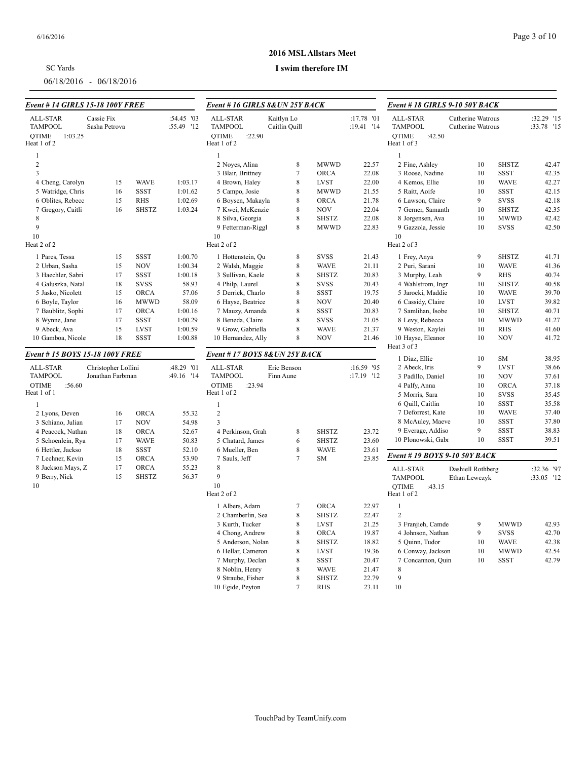SC Yards

06/18/2016 - 06/18/2016

## 2016 MSL Allstars Meet

### I swim therefore IM

### Event # 14 GIRLS 15-18 100Y FREE

ALL-STAR: Cassie Fix :54.45 '03
TAMPOOL: Sasha Petrova :55.49 '12
QTIME: 1:03.25

Heat 1 of 2

| Lane | Name | Age | Team | Time |
|---|---|---|---|---|
| 1 | | | | |
| 2 | | | | |
| 3 | | | | |
| 4 | Cheng, Carolyn | 15 | WAVE | 1:03.17 |
| 5 | Watridge, Chris | 16 | SSST | 1:01.62 |
| 6 | Oblites, Rebecc | 15 | RHS | 1:02.69 |
| 7 | Gregory, Caitli | 16 | SHSTZ | 1:03.24 |
| 8 | | | | |
| 9 | | | | |
| 10 | | | | |

Heat 2 of 2

| Lane | Name | Age | Team | Time |
|---|---|---|---|---|
| 1 | Pares, Tessa | 15 | SSST | 1:00.70 |
| 2 | Urban, Sasha | 15 | NOV | 1:00.34 |
| 3 | Haechler, Sabri | 17 | SSST | 1:00.18 |
| 4 | Galuszka, Natal | 18 | SVSS | 58.93 |
| 5 | Jasko, Nicolett | 15 | ORCA | 57.06 |
| 6 | Boyle, Taylor | 16 | MWWD | 58.09 |
| 7 | Baublitz, Sophi | 17 | ORCA | 1:00.16 |
| 8 | Wynne, Jane | 17 | SSST | 1:00.29 |
| 9 | Abeck, Ava | 15 | LVST | 1:00.59 |
| 10 | Gamboa, Nicole | 18 | SSST | 1:00.88 |

### Event # 15 BOYS 15-18 100Y FREE

ALL-STAR: Christopher Lollini :48.29 '01
TAMPOOL: Jonathan Farbman :49.16 '14
QTIME: :56.60

Heat 1 of 1

| Lane | Name | Age | Team | Time |
|---|---|---|---|---|
| 1 | | | | |
| 2 | Lyons, Deven | 16 | ORCA | 55.32 |
| 3 | Schiano, Julian | 17 | NOV | 54.98 |
| 4 | Peacock, Nathan | 18 | ORCA | 52.67 |
| 5 | Schoenlein, Rya | 17 | WAVE | 50.83 |
| 6 | Hettler, Jackso | 18 | SSST | 52.10 |
| 7 | Lechner, Kevin | 15 | ORCA | 53.90 |
| 8 | Jackson Mays, Z | 17 | ORCA | 55.23 |
| 9 | Berry, Nick | 15 | SHSTZ | 56.37 |
| 10 | | | | |

### Event # 16 GIRLS 8&UN 25Y BACK

ALL-STAR: Kaitlyn Lo :17.78 '01
TAMPOOL: Caitlin Quill :19.41 '14
QTIME: :22.90

Heat 1 of 2

| Lane | Name | Age | Team | Time |
|---|---|---|---|---|
| 1 | | | | |
| 2 | Noyes, Alina | 8 | MWWD | 22.57 |
| 3 | Blair, Brittney | 7 | ORCA | 22.08 |
| 4 | Brown, Haley | 8 | LVST | 22.00 |
| 5 | Campo, Josie | 8 | MWWD | 21.55 |
| 6 | Boysen, Makayla | 8 | ORCA | 21.78 |
| 7 | Kwei, McKenzie | 8 | NOV | 22.04 |
| 8 | Silva, Georgia | 8 | SHSTZ | 22.08 |
| 9 | Fetterman-Riggl | 8 | MWWD | 22.83 |
| 10 | | | | |

Heat 2 of 2

| Lane | Name | Age | Team | Time |
|---|---|---|---|---|
| 1 | Hottenstein, Qu | 8 | SVSS | 21.43 |
| 2 | Walsh, Maggie | 8 | WAVE | 21.11 |
| 3 | Sullivan, Kaele | 8 | SHSTZ | 20.83 |
| 4 | Philp, Laurel | 8 | SVSS | 20.43 |
| 5 | Derrick, Charlo | 8 | SSST | 19.75 |
| 6 | Hayse, Beatrice | 8 | NOV | 20.40 |
| 7 | Mauzy, Amanda | 8 | SSST | 20.83 |
| 8 | Beneda, Claire | 8 | SVSS | 21.05 |
| 9 | Grow, Gabriella | 8 | WAVE | 21.37 |
| 10 | Hernandez, Ally | 8 | NOV | 21.46 |

### Event # 17 BOYS 8&UN 25Y BACK

ALL-STAR: Eric Benson :16.59 '95
TAMPOOL: Finn Aune :17.19 '12
QTIME: :23.94

Heat 1 of 2

| Lane | Name | Age | Team | Time |
|---|---|---|---|---|
| 1 | | | | |
| 2 | | | | |
| 3 | | | | |
| 4 | Perkinson, Grah | 8 | SHSTZ | 23.72 |
| 5 | Chatard, James | 6 | SHSTZ | 23.60 |
| 6 | Mueller, Ben | 8 | WAVE | 23.61 |
| 7 | Sauls, Jeff | 7 | SM | 23.85 |
| 8 | | | | |
| 9 | | | | |
| 10 | | | | |

Heat 2 of 2

| Lane | Name | Age | Team | Time |
|---|---|---|---|---|
| 1 | Albers, Adam | 7 | ORCA | 22.97 |
| 2 | Chamberlin, Sea | 8 | SHSTZ | 22.47 |
| 3 | Kurth, Tucker | 8 | LVST | 21.25 |
| 4 | Chong, Andrew | 8 | ORCA | 19.87 |
| 5 | Anderson, Nolan | 8 | SHSTZ | 18.82 |
| 6 | Hellar, Cameron | 8 | LVST | 19.36 |
| 7 | Murphy, Declan | 8 | SSST | 20.47 |
| 8 | Noblin, Henry | 8 | WAVE | 21.47 |
| 9 | Straube, Fisher | 8 | SHSTZ | 22.79 |
| 10 | Egide, Peyton | 7 | RHS | 23.11 |

### Event # 18 GIRLS 9-10 50Y BACK

ALL-STAR: Catherine Watrous :32.29 '15
TAMPOOL: Catherine Watrous :33.78 '15
QTIME: :42.50

Heat 1 of 3

| Lane | Name | Age | Team | Time |
|---|---|---|---|---|
| 1 | | | | |
| 2 | Fine, Ashley | 10 | SHSTZ | 42.47 |
| 3 | Roose, Nadine | 10 | SSST | 42.35 |
| 4 | Kemos, Ellie | 10 | WAVE | 42.27 |
| 5 | Raitt, Aoife | 10 | SSST | 42.15 |
| 6 | Lawson, Claire | 9 | SVSS | 42.18 |
| 7 | Gerner, Samanth | 10 | SHSTZ | 42.35 |
| 8 | Jorgensen, Ava | 10 | MWWD | 42.42 |
| 9 | Gazzola, Jessie | 10 | SVSS | 42.50 |
| 10 | | | | |

Heat 2 of 3

| Lane | Name | Age | Team | Time |
|---|---|---|---|---|
| 1 | Frey, Anya | 9 | SHSTZ | 41.71 |
| 2 | Puri, Sarani | 10 | WAVE | 41.36 |
| 3 | Murphy, Leah | 9 | RHS | 40.74 |
| 4 | Wahlstrom, Ingr | 10 | SHSTZ | 40.58 |
| 5 | Jarocki, Maddie | 10 | WAVE | 39.70 |
| 6 | Cassidy, Claire | 10 | LVST | 39.82 |
| 7 | Samlihan, Isobe | 10 | SHSTZ | 40.71 |
| 8 | Levy, Rebecca | 10 | MWWD | 41.27 |
| 9 | Weston, Kaylei | 10 | RHS | 41.60 |
| 10 | Hayse, Eleanor | 10 | NOV | 41.72 |

Heat 3 of 3

| Lane | Name | Age | Team | Time |
|---|---|---|---|---|
| 1 | Diaz, Ellie | 10 | SM | 38.95 |
| 2 | Abeck, Iris | 9 | LVST | 38.66 |
| 3 | Padillo, Daniel | 10 | NOV | 37.61 |
| 4 | Palfy, Anna | 10 | ORCA | 37.18 |
| 5 | Morris, Sara | 10 | SVSS | 35.45 |
| 6 | Quill, Caitlin | 10 | SSST | 35.58 |
| 7 | Deforrest, Kate | 10 | WAVE | 37.40 |
| 8 | McAuley, Maeve | 10 | SSST | 37.80 |
| 9 | Everage, Addiso | 9 | SSST | 38.83 |
| 10 | Plonowski, Gabr | 10 | SSST | 39.51 |

### Event # 19 BOYS 9-10 50Y BACK

ALL-STAR: Dashiell Rothberg :32.36 '97
TAMPOOL: Ethan Lewczyk :33.05 '12
QTIME: :43.15

Heat 1 of 2

| Lane | Name | Age | Team | Time |
|---|---|---|---|---|
| 1 | | | | |
| 2 | | | | |
| 3 | Franjieh, Camde | 9 | MWWD | 42.93 |
| 4 | Johnson, Nathan | 9 | SVSS | 42.70 |
| 5 | Quinn, Tudor | 10 | WAVE | 42.38 |
| 6 | Conway, Jackson | 10 | MWWD | 42.54 |
| 7 | Concannon, Quin | 10 | SSST | 42.79 |
| 8 | | | | |
| 9 | | | | |
| 10 | | | | |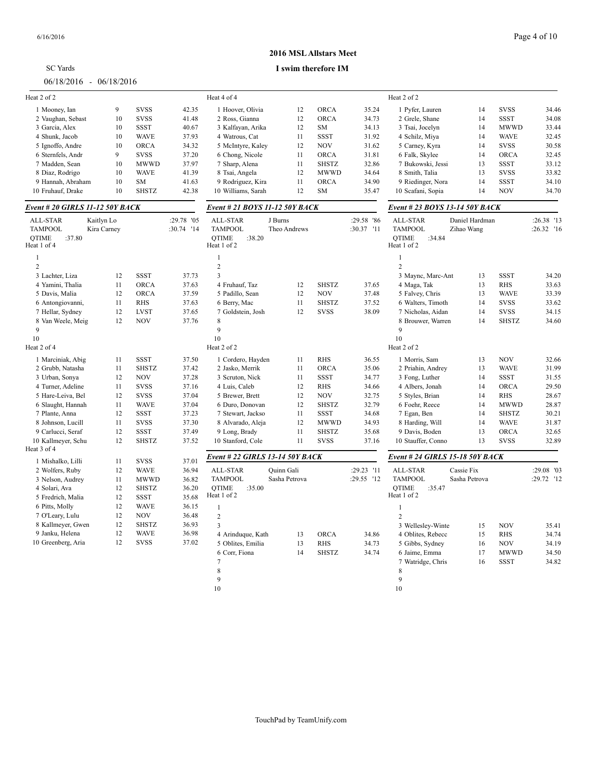SC Yards

06/18/2016 - 06/18/2016

## 2016 MSL Allstars Meet

### I swim therefore IM

Heat 2 of 2

| # | Name | Age | Team | Time |
|---|---|---|---|---|
| 1 | Mooney, Ian | 9 | SVSS | 42.35 |
| 2 | Vaughan, Sebast | 10 | SVSS | 41.48 |
| 3 | Garcia, Alex | 10 | SSST | 40.67 |
| 4 | Shunk, Jacob | 10 | WAVE | 37.93 |
| 5 | Ignoffo, Andre | 10 | ORCA | 34.32 |
| 6 | Sternfels, Andr | 9 | SVSS | 37.20 |
| 7 | Madden, Sean | 10 | MWWD | 37.97 |
| 8 | Diaz, Rodrigo | 10 | WAVE | 41.39 |
| 9 | Hannah, Abraham | 10 | SM | 41.63 |
| 10 | Fruhauf, Drake | 10 | SHSTZ | 42.38 |

### Event # 20 GIRLS 11-12 50Y BACK

ALL-STAR Kaitlyn Lo :29.78 '05
TAMPOOL Kira Carney :30.74 '14
QTIME :37.80

Heat 1 of 4

| # | Name | Age | Team | Time |
|---|---|---|---|---|
| 1 | | | | |
| 2 | | | | |
| 3 | Lachter, Liza | 12 | SSST | 37.73 |
| 4 | Yamini, Thalia | 11 | ORCA | 37.63 |
| 5 | Davis, Malia | 12 | ORCA | 37.59 |
| 6 | Antongiovanni, | 11 | RHS | 37.63 |
| 7 | Hellar, Sydney | 12 | LVST | 37.65 |
| 8 | Van Weele, Meig | 12 | NOV | 37.76 |
| 9 | | | | |
| 10 | | | | |

Heat 2 of 4

| # | Name | Age | Team | Time |
|---|---|---|---|---|
| 1 | Marciniak, Abig | 11 | SSST | 37.50 |
| 2 | Grubb, Natasha | 11 | SHSTZ | 37.42 |
| 3 | Urban, Sonya | 12 | NOV | 37.28 |
| 4 | Turner, Adeline | 11 | SVSS | 37.16 |
| 5 | Hare-Leiva, Bel | 12 | SVSS | 37.04 |
| 6 | Slaught, Hannah | 11 | WAVE | 37.04 |
| 7 | Plante, Anna | 12 | SSST | 37.23 |
| 8 | Johnson, Lucill | 11 | SVSS | 37.30 |
| 9 | Carlucci, Seraf | 12 | SSST | 37.49 |
| 10 | Kallmeyer, Schu | 12 | SHSTZ | 37.52 |

Heat 3 of 4

| # | Name | Age | Team | Time |
|---|---|---|---|---|
| 1 | Mishalko, Lilli | 11 | SVSS | 37.01 |
| 2 | Wolfers, Ruby | 12 | WAVE | 36.94 |
| 3 | Nelson, Audrey | 11 | MWWD | 36.82 |
| 4 | Solari, Ava | 12 | SHSTZ | 36.20 |
| 5 | Fredrich, Malia | 12 | SSST | 35.68 |
| 6 | Pitts, Molly | 12 | WAVE | 36.15 |
| 7 | O'Leary, Lulu | 12 | NOV | 36.48 |
| 8 | Kallmeyer, Gwen | 12 | SHSTZ | 36.93 |
| 9 | Janku, Helena | 12 | WAVE | 36.98 |
| 10 | Greenberg, Aria | 12 | SVSS | 37.02 |

Heat 4 of 4

| # | Name | Age | Team | Time |
|---|---|---|---|---|
| 1 | Hoover, Olivia | 12 | ORCA | 35.24 |
| 2 | Ross, Gianna | 12 | ORCA | 34.73 |
| 3 | Kalfayan, Arika | 12 | SM | 34.13 |
| 4 | Watrous, Cat | 11 | SSST | 31.92 |
| 5 | McIntyre, Kaley | 12 | NOV | 31.62 |
| 6 | Chong, Nicole | 11 | ORCA | 31.81 |
| 7 | Sharp, Alena | 11 | SHSTZ | 32.86 |
| 8 | Tsai, Angela | 12 | MWWD | 34.64 |
| 9 | Rodriguez, Kira | 11 | ORCA | 34.90 |
| 10 | Williams, Sarah | 12 | SM | 35.47 |

### Event # 21 BOYS 11-12 50Y BACK

ALL-STAR J Burns :29.58 '86
TAMPOOL Theo Andrews :30.37 '11
QTIME :38.20

Heat 1 of 2

| # | Name | Age | Team | Time |
|---|---|---|---|---|
| 1 | | | | |
| 2 | | | | |
| 3 | | | | |
| 4 | Fruhauf, Taz | 12 | SHSTZ | 37.65 |
| 5 | Padillo, Sean | 12 | NOV | 37.48 |
| 6 | Berry, Mac | 11 | SHSTZ | 37.52 |
| 7 | Goldstein, Josh | 12 | SVSS | 38.09 |
| 8 | | | | |
| 9 | | | | |
| 10 | | | | |

Heat 2 of 2

| # | Name | Age | Team | Time |
|---|---|---|---|---|
| 1 | Cordero, Hayden | 11 | RHS | 36.55 |
| 2 | Jasko, Merrik | 11 | ORCA | 35.06 |
| 3 | Scruton, Nick | 11 | SSST | 34.77 |
| 4 | Luis, Caleb | 12 | RHS | 34.66 |
| 5 | Brewer, Brett | 12 | NOV | 32.75 |
| 6 | Duro, Donovan | 12 | SHSTZ | 32.79 |
| 7 | Stewart, Jackso | 11 | SSST | 34.68 |
| 8 | Alvarado, Aleja | 12 | MWWD | 34.93 |
| 9 | Long, Brady | 11 | SHSTZ | 35.68 |
| 10 | Stanford, Cole | 11 | SVSS | 37.16 |

### Event # 22 GIRLS 13-14 50Y BACK

ALL-STAR Quinn Gali :29.23 '11
TAMPOOL Sasha Petrova :29.55 '12
QTIME :35.00

Heat 1 of 2

| # | Name | Age | Team | Time |
|---|---|---|---|---|
| 1 | | | | |
| 2 | | | | |
| 3 | | | | |
| 4 | Arinduque, Kath | 13 | ORCA | 34.86 |
| 5 | Oblites, Emilia | 13 | RHS | 34.73 |
| 6 | Corr, Fiona | 14 | SHSTZ | 34.74 |
| 7 | | | | |
| 8 | | | | |
| 9 | | | | |
| 10 | | | | |

Heat 2 of 2

| # | Name | Age | Team | Time |
|---|---|---|---|---|
| 1 | Pyfer, Lauren | 14 | SVSS | 34.46 |
| 2 | Grele, Shane | 14 | SSST | 34.08 |
| 3 | Tsai, Jocelyn | 14 | MWWD | 33.44 |
| 4 | Schilz, Miya | 14 | WAVE | 32.45 |
| 5 | Carney, Kyra | 14 | SVSS | 30.58 |
| 6 | Falk, Skylee | 14 | ORCA | 32.45 |
| 7 | Bukowski, Jessi | 13 | SSST | 33.12 |
| 8 | Smith, Talia | 13 | SVSS | 33.82 |
| 9 | Riedinger, Nora | 14 | SSST | 34.10 |
| 10 | Scafani, Sopia | 14 | NOV | 34.70 |

### Event # 23 BOYS 13-14 50Y BACK

ALL-STAR Daniel Hardman :26.38 '13
TAMPOOL Zihao Wang :26.32 '16
QTIME :34.84

Heat 1 of 2

| # | Name | Age | Team | Time |
|---|---|---|---|---|
| 1 | | | | |
| 2 | | | | |
| 3 | Maync, Marc-Ant | 13 | SSST | 34.20 |
| 4 | Maga, Tak | 13 | RHS | 33.63 |
| 5 | Falvey, Chris | 13 | WAVE | 33.39 |
| 6 | Walters, Timoth | 14 | SVSS | 33.62 |
| 7 | Nicholas, Aidan | 14 | SVSS | 34.15 |
| 8 | Brouwer, Warren | 14 | SHSTZ | 34.60 |
| 9 | | | | |
| 10 | | | | |

Heat 2 of 2

| # | Name | Age | Team | Time |
|---|---|---|---|---|
| 1 | Morris, Sam | 13 | NOV | 32.66 |
| 2 | Priahin, Andrey | 13 | WAVE | 31.99 |
| 3 | Fong, Luther | 14 | SSST | 31.55 |
| 4 | Albers, Jonah | 14 | ORCA | 29.50 |
| 5 | Styles, Brian | 14 | RHS | 28.67 |
| 6 | Foehr, Reece | 14 | MWWD | 28.87 |
| 7 | Egan, Ben | 14 | SHSTZ | 30.21 |
| 8 | Harding, Will | 14 | WAVE | 31.87 |
| 9 | Davis, Boden | 13 | ORCA | 32.65 |
| 10 | Stauffer, Conno | 13 | SVSS | 32.89 |

### Event # 24 GIRLS 15-18 50Y BACK

ALL-STAR Cassie Fix :29.08 '03
TAMPOOL Sasha Petrova :29.72 '12
QTIME :35.47

Heat 1 of 2

| # | Name | Age | Team | Time |
|---|---|---|---|---|
| 1 | | | | |
| 2 | | | | |
| 3 | Wellesley-Winte | 15 | NOV | 35.41 |
| 4 | Oblites, Rebecc | 15 | RHS | 34.74 |
| 5 | Gibbs, Sydney | 16 | NOV | 34.19 |
| 6 | Jaime, Emma | 17 | MWWD | 34.50 |
| 7 | Watridge, Chris | 16 | SSST | 34.82 |
| 8 | | | | |
| 9 | | | | |
| 10 | | | | |

TouchPad by TeamUnify.com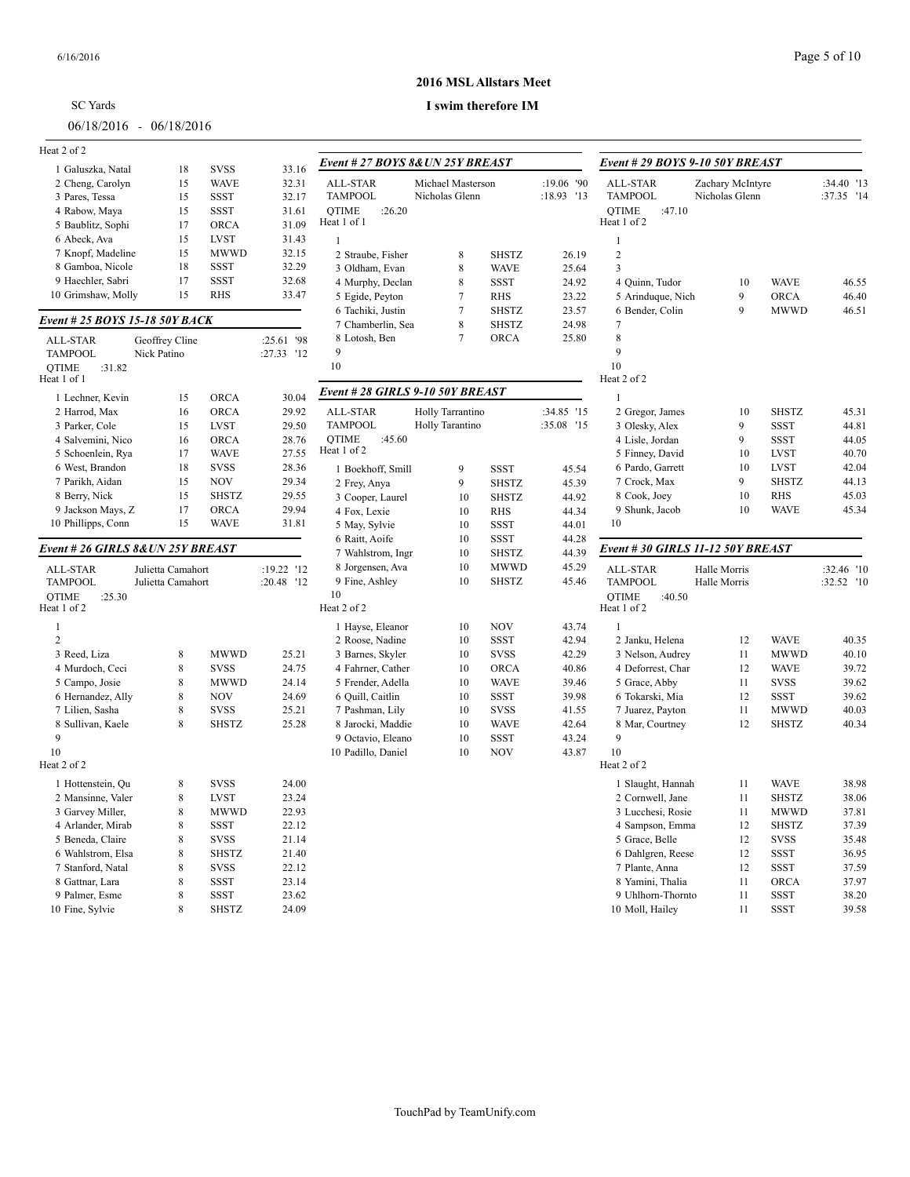SC Yards

06/18/2016 - 06/18/2016

## 2016 MSL Allstars Meet

### I swim therefore IM

Heat 2 of 2

| | Age | Team | Time |
|---|---|---|---|
| 1 Galuszka, Natal | 18 | SVSS | 33.16 |
| 2 Cheng, Carolyn | 15 | WAVE | 32.31 |
| 3 Pares, Tessa | 15 | SSST | 32.17 |
| 4 Rabow, Maya | 15 | SSST | 31.61 |
| 5 Baublitz, Sophi | 17 | ORCA | 31.09 |
| 6 Abeck, Ava | 15 | LVST | 31.43 |
| 7 Knopf, Madeline | 15 | MWWD | 32.15 |
| 8 Gamboa, Nicole | 18 | SSST | 32.29 |
| 9 Haechler, Sabri | 17 | SSST | 32.68 |
| 10 Grimshaw, Molly | 15 | RHS | 33.47 |

### Event # 25 BOYS 15-18 50Y BACK

ALL-STAR Geoffrey Cline :25.61 '98
TAMPOOL Nick Patino :27.33 '12
QTIME :31.82

Heat 1 of 1

| | Age | Team | Time |
|---|---|---|---|
| 1 Lechner, Kevin | 15 | ORCA | 30.04 |
| 2 Harrod, Max | 16 | ORCA | 29.92 |
| 3 Parker, Cole | 15 | LVST | 29.50 |
| 4 Salvemini, Nico | 16 | ORCA | 28.76 |
| 5 Schoenlein, Rya | 17 | WAVE | 27.55 |
| 6 West, Brandon | 18 | SVSS | 28.36 |
| 7 Parikh, Aidan | 15 | NOV | 29.34 |
| 8 Berry, Nick | 15 | SHSTZ | 29.55 |
| 9 Jackson Mays, Z | 17 | ORCA | 29.94 |
| 10 Phillipps, Conn | 15 | WAVE | 31.81 |

### Event # 26 GIRLS 8&UN 25Y BREAST

ALL-STAR Julietta Camahort :19.22 '12
TAMPOOL Julietta Camahort :20.48 '12
QTIME :25.30

Heat 1 of 2

| | Age | Team | Time |
|---|---|---|---|
| 1 | | | |
| 2 | | | |
| 3 Reed, Liza | 8 | MWWD | 25.21 |
| 4 Murdoch, Ceci | 8 | SVSS | 24.75 |
| 5 Campo, Josie | 8 | MWWD | 24.14 |
| 6 Hernandez, Ally | 8 | NOV | 24.69 |
| 7 Lilien, Sasha | 8 | SVSS | 25.21 |
| 8 Sullivan, Kaele | 8 | SHSTZ | 25.28 |
| 9 | | | |
| 10 | | | |

Heat 2 of 2

| | Age | Team | Time |
|---|---|---|---|
| 1 Hottenstein, Qu | 8 | SVSS | 24.00 |
| 2 Mansinne, Valer | 8 | LVST | 23.24 |
| 3 Garvey Miller, | 8 | MWWD | 22.93 |
| 4 Arlander, Mirab | 8 | SSST | 22.12 |
| 5 Beneda, Claire | 8 | SVSS | 21.14 |
| 6 Wahlstrom, Elsa | 8 | SHSTZ | 21.40 |
| 7 Stanford, Natal | 8 | SVSS | 22.12 |
| 8 Gattnar, Lara | 8 | SSST | 23.14 |
| 9 Palmer, Esme | 8 | SSST | 23.62 |
| 10 Fine, Sylvie | 8 | SHSTZ | 24.09 |

### Event # 27 BOYS 8&UN 25Y BREAST

ALL-STAR Michael Masterson :19.06 '90
TAMPOOL Nicholas Glenn :18.93 '13
QTIME :26.20

Heat 1 of 1

| | Age | Team | Time |
|---|---|---|---|
| 1 | | | |
| 2 Straube, Fisher | 8 | SHSTZ | 26.19 |
| 3 Oldham, Evan | 8 | WAVE | 25.64 |
| 4 Murphy, Declan | 8 | SSST | 24.92 |
| 5 Egide, Peyton | 7 | RHS | 23.22 |
| 6 Tachiki, Justin | 7 | SHSTZ | 23.57 |
| 7 Chamberlin, Sea | 8 | SHSTZ | 24.98 |
| 8 Lotosh, Ben | 7 | ORCA | 25.80 |
| 9 | | | |
| 10 | | | |

### Event # 28 GIRLS 9-10 50Y BREAST

ALL-STAR Holly Tarrantino :34.85 '15
TAMPOOL Holly Tarantino :35.08 '15
QTIME :45.60

Heat 1 of 2

| | Age | Team | Time |
|---|---|---|---|
| 1 Boekhoff, Smill | 9 | SSST | 45.54 |
| 2 Frey, Anya | 9 | SHSTZ | 45.39 |
| 3 Cooper, Laurel | 10 | SHSTZ | 44.92 |
| 4 Fox, Lexie | 10 | RHS | 44.34 |
| 5 May, Sylvie | 10 | SSST | 44.01 |
| 6 Raitt, Aoife | 10 | SSST | 44.28 |
| 7 Wahlstrom, Ingr | 10 | SHSTZ | 44.39 |
| 8 Jorgensen, Ava | 10 | MWWD | 45.29 |
| 9 Fine, Ashley | 10 | SHSTZ | 45.46 |
| 10 | | | |

Heat 2 of 2

| | Age | Team | Time |
|---|---|---|---|
| 1 Hayse, Eleanor | 10 | NOV | 43.74 |
| 2 Roose, Nadine | 10 | SSST | 42.94 |
| 3 Barnes, Skyler | 10 | SVSS | 42.29 |
| 4 Fahrner, Cather | 10 | ORCA | 40.86 |
| 5 Frender, Adella | 10 | WAVE | 39.46 |
| 6 Quill, Caitlin | 10 | SSST | 39.98 |
| 7 Pashman, Lily | 10 | SVSS | 41.55 |
| 8 Jarocki, Maddie | 10 | WAVE | 42.64 |
| 9 Octavio, Eleano | 10 | SSST | 43.24 |
| 10 Padillo, Daniel | 10 | NOV | 43.87 |

### Event # 29 BOYS 9-10 50Y BREAST

ALL-STAR Zachary McIntyre :34.40 '13
TAMPOOL Nicholas Glenn :37.35 '14
QTIME :47.10

Heat 1 of 2

| | Age | Team | Time |
|---|---|---|---|
| 1 | | | |
| 2 | | | |
| 3 | | | |
| 4 Quinn, Tudor | 10 | WAVE | 46.55 |
| 5 Arinduque, Nich | 9 | ORCA | 46.40 |
| 6 Bender, Colin | 9 | MWWD | 46.51 |
| 7 | | | |
| 8 | | | |
| 9 | | | |
| 10 | | | |

Heat 2 of 2

| | Age | Team | Time |
|---|---|---|---|
| 1 | | | |
| 2 Gregor, James | 10 | SHSTZ | 45.31 |
| 3 Olesky, Alex | 9 | SSST | 44.81 |
| 4 Lisle, Jordan | 9 | SSST | 44.05 |
| 5 Finney, David | 10 | LVST | 40.70 |
| 6 Pardo, Garrett | 10 | LVST | 42.04 |
| 7 Crock, Max | 9 | SHSTZ | 44.13 |
| 8 Cook, Joey | 10 | RHS | 45.03 |
| 9 Shunk, Jacob | 10 | WAVE | 45.34 |
| 10 | | | |

### Event # 30 GIRLS 11-12 50Y BREAST

ALL-STAR Halle Morris :32.46 '10
TAMPOOL Halle Morris :32.52 '10
QTIME :40.50

Heat 1 of 2

| | Age | Team | Time |
|---|---|---|---|
| 1 | | | |
| 2 Janku, Helena | 12 | WAVE | 40.35 |
| 3 Nelson, Audrey | 11 | MWWD | 40.10 |
| 4 Deforrest, Char | 12 | WAVE | 39.72 |
| 5 Grace, Abby | 11 | SVSS | 39.62 |
| 6 Tokarski, Mia | 12 | SSST | 39.62 |
| 7 Juarez, Payton | 11 | MWWD | 40.03 |
| 8 Mar, Courtney | 12 | SHSTZ | 40.34 |
| 9 | | | |
| 10 | | | |

Heat 2 of 2

| | Age | Team | Time |
|---|---|---|---|
| 1 Slaught, Hannah | 11 | WAVE | 38.98 |
| 2 Cornwell, Jane | 11 | SHSTZ | 38.06 |
| 3 Lucchesi, Rosie | 11 | MWWD | 37.81 |
| 4 Sampson, Emma | 12 | SHSTZ | 37.39 |
| 5 Grace, Belle | 12 | SVSS | 35.48 |
| 6 Dahlgren, Reese | 12 | SSST | 36.95 |
| 7 Plante, Anna | 12 | SSST | 37.59 |
| 8 Yamini, Thalia | 11 | ORCA | 37.97 |
| 9 Uhlhorn-Thornto | 11 | SSST | 38.20 |
| 10 Moll, Hailey | 11 | SSST | 39.58 |

TouchPad by TeamUnify.com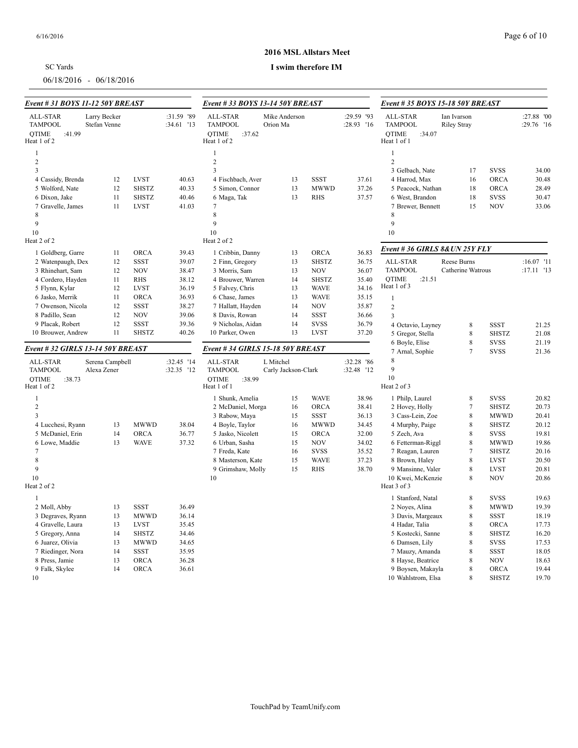SC Yards

06/18/2016 - 06/18/2016

# 2016 MSL Allstars Meet

## I swim therefore IM

### Event # 31 BOYS 11-12 50Y BREAST

| | | | | |
|---|---|---|---|---|
| ALL-STAR | Larry Becker | | | :31.59 '89 |
| TAMPOOL | Stefan Venne | | | :34.61 '13 |
| QTIME :41.99 | | | | |

Heat 1 of 2

| Lane | Name | Age | Team | Seed |
|---|---|---|---|---|
| 1 | | | | |
| 2 | | | | |
| 3 | | | | |
| 4 | Cassidy, Brenda | 12 | LVST | 40.63 |
| 5 | Wolford, Nate | 12 | SHSTZ | 40.33 |
| 6 | Dixon, Jake | 11 | SHSTZ | 40.46 |
| 7 | Gravelle, James | 11 | LVST | 41.03 |
| 8 | | | | |
| 9 | | | | |
| 10 | | | | |

Heat 2 of 2

| Lane | Name | Age | Team | Seed |
|---|---|---|---|---|
| 1 | Goldberg, Garre | 11 | ORCA | 39.43 |
| 2 | Watenpaugh, Dex | 12 | SSST | 39.07 |
| 3 | Rhinehart, Sam | 12 | NOV | 38.47 |
| 4 | Cordero, Hayden | 11 | RHS | 38.12 |
| 5 | Flynn, Kylar | 12 | LVST | 36.19 |
| 6 | Jasko, Merrik | 11 | ORCA | 36.93 |
| 7 | Owenson, Nicola | 12 | SSST | 38.27 |
| 8 | Padillo, Sean | 12 | NOV | 39.06 |
| 9 | Placak, Robert | 12 | SSST | 39.36 |
| 10 | Brouwer, Andrew | 11 | SHSTZ | 40.26 |

### Event # 32 GIRLS 13-14 50Y BREAST

| | | | | |
|---|---|---|---|---|
| ALL-STAR | Serena Campbell | | | :32.45 '14 |
| TAMPOOL | Alexa Zener | | | :32.35 '12 |
| QTIME :38.73 | | | | |

Heat 1 of 2

| Lane | Name | Age | Team | Seed |
|---|---|---|---|---|
| 1 | | | | |
| 2 | | | | |
| 3 | | | | |
| 4 | Lucchesi, Ryann | 13 | MWWD | 38.04 |
| 5 | McDaniel, Erin | 14 | ORCA | 36.77 |
| 6 | Lowe, Maddie | 13 | WAVE | 37.32 |
| 7 | | | | |
| 8 | | | | |
| 9 | | | | |
| 10 | | | | |

Heat 2 of 2

| Lane | Name | Age | Team | Seed |
|---|---|---|---|---|
| 1 | | | | |
| 2 | Moll, Abby | 13 | SSST | 36.49 |
| 3 | Degraves, Ryann | 13 | MWWD | 36.14 |
| 4 | Gravelle, Laura | 13 | LVST | 35.45 |
| 5 | Gregory, Anna | 14 | SHSTZ | 34.46 |
| 6 | Juarez, Olivia | 13 | MWWD | 34.65 |
| 7 | Riedinger, Nora | 14 | SSST | 35.95 |
| 8 | Press, Jamie | 13 | ORCA | 36.28 |
| 9 | Falk, Skylee | 14 | ORCA | 36.61 |
| 10 | | | | |

### Event # 33 BOYS 13-14 50Y BREAST

| | | | | |
|---|---|---|---|---|
| ALL-STAR | Mike Anderson | | | :29.59 '93 |
| TAMPOOL | Orion Ma | | | :28.93 '16 |
| QTIME :37.62 | | | | |

Heat 1 of 2

| Lane | Name | Age | Team | Seed |
|---|---|---|---|---|
| 1 | | | | |
| 2 | | | | |
| 3 | | | | |
| 4 | Fischbach, Aver | 13 | SSST | 37.61 |
| 5 | Simon, Connor | 13 | MWWD | 37.26 |
| 6 | Maga, Tak | 13 | RHS | 37.57 |
| 7 | | | | |
| 8 | | | | |
| 9 | | | | |
| 10 | | | | |

Heat 2 of 2

| Lane | Name | Age | Team | Seed |
|---|---|---|---|---|
| 1 | Cribbin, Danny | 13 | ORCA | 36.83 |
| 2 | Finn, Gregory | 13 | SHSTZ | 36.75 |
| 3 | Morris, Sam | 13 | NOV | 36.07 |
| 4 | Brouwer, Warren | 14 | SHSTZ | 35.40 |
| 5 | Falvey, Chris | 13 | WAVE | 34.16 |
| 6 | Chase, James | 13 | WAVE | 35.15 |
| 7 | Hallatt, Hayden | 14 | NOV | 35.87 |
| 8 | Davis, Rowan | 14 | SSST | 36.66 |
| 9 | Nicholas, Aidan | 14 | SVSS | 36.79 |
| 10 | Parker, Owen | 13 | LVST | 37.20 |

### Event # 34 GIRLS 15-18 50Y BREAST

| | | | | |
|---|---|---|---|---|
| ALL-STAR | L Mitchel | | | :32.28 '86 |
| TAMPOOL | Carly Jackson-Clark | | | :32.48 '12 |
| QTIME :38.99 | | | | |

Heat 1 of 1

| Lane | Name | Age | Team | Seed |
|---|---|---|---|---|
| 1 | Shunk, Amelia | 15 | WAVE | 38.96 |
| 2 | McDaniel, Morga | 16 | ORCA | 38.41 |
| 3 | Rabow, Maya | 15 | SSST | 36.13 |
| 4 | Boyle, Taylor | 16 | MWWD | 34.45 |
| 5 | Jasko, Nicolett | 15 | ORCA | 32.00 |
| 6 | Urban, Sasha | 15 | NOV | 34.02 |
| 7 | Freda, Kate | 16 | SVSS | 35.52 |
| 8 | Masterson, Kate | 15 | WAVE | 37.23 |
| 9 | Grimshaw, Molly | 15 | RHS | 38.70 |
| 10 | | | | |

### Event # 35 BOYS 15-18 50Y BREAST

| | | | | |
|---|---|---|---|---|
| ALL-STAR | Ian Ivarson | | | :27.88 '00 |
| TAMPOOL | Riley Stray | | | :29.76 '16 |
| QTIME :34.07 | | | | |

Heat 1 of 1

| Lane | Name | Age | Team | Seed |
|---|---|---|---|---|
| 1 | | | | |
| 2 | | | | |
| 3 | Gelbach, Nate | 17 | SVSS | 34.00 |
| 4 | Harrod, Max | 16 | ORCA | 30.48 |
| 5 | Peacock, Nathan | 18 | ORCA | 28.49 |
| 6 | West, Brandon | 18 | SVSS | 30.47 |
| 7 | Brewer, Bennett | 15 | NOV | 33.06 |
| 8 | | | | |
| 9 | | | | |
| 10 | | | | |

### Event # 36 GIRLS 8&UN 25Y FLY

| | | | | |
|---|---|---|---|---|
| ALL-STAR | Reese Burns | | | :16.07 '11 |
| TAMPOOL | Catherine Watrous | | | :17.11 '13 |
| QTIME :21.51 | | | | |

Heat 1 of 3

| Lane | Name | Age | Team | Seed |
|---|---|---|---|---|
| 1 | | | | |
| 2 | | | | |
| 3 | | | | |
| 4 | Octavio, Layney | 8 | SSST | 21.25 |
| 5 | Gregor, Stella | 8 | SHSTZ | 21.08 |
| 6 | Boyle, Elise | 8 | SVSS | 21.19 |
| 7 | Arnal, Sophie | 7 | SVSS | 21.36 |
| 8 | | | | |
| 9 | | | | |
| 10 | | | | |

Heat 2 of 3

| Lane | Name | Age | Team | Seed |
|---|---|---|---|---|
| 1 | Philp, Laurel | 8 | SVSS | 20.82 |
| 2 | Hovey, Holly | 7 | SHSTZ | 20.73 |
| 3 | Cass-Lein, Zoe | 8 | MWWD | 20.41 |
| 4 | Murphy, Paige | 8 | SHSTZ | 20.12 |
| 5 | Zech, Ava | 8 | SVSS | 19.81 |
| 6 | Fetterman-Riggl | 8 | MWWD | 19.86 |
| 7 | Reagan, Lauren | 7 | SHSTZ | 20.16 |
| 8 | Brown, Haley | 8 | LVST | 20.50 |
| 9 | Mansinne, Valer | 8 | LVST | 20.81 |
| 10 | Kwei, McKenzie | 8 | NOV | 20.86 |

Heat 3 of 3

| Lane | Name | Age | Team | Seed |
|---|---|---|---|---|
| 1 | Stanford, Natal | 8 | SVSS | 19.63 |
| 2 | Noyes, Alina | 8 | MWWD | 19.39 |
| 3 | Davis, Margeaux | 8 | SSST | 18.19 |
| 4 | Hadar, Talia | 8 | ORCA | 17.73 |
| 5 | Kostecki, Sanne | 8 | SHSTZ | 16.20 |
| 6 | Damsen, Lily | 8 | SVSS | 17.53 |
| 7 | Mauzy, Amanda | 8 | SSST | 18.05 |
| 8 | Hayse, Beatrice | 8 | NOV | 18.63 |
| 9 | Boysen, Makayla | 8 | ORCA | 19.44 |
| 10 | Wahlstrom, Elsa | 8 | SHSTZ | 19.70 |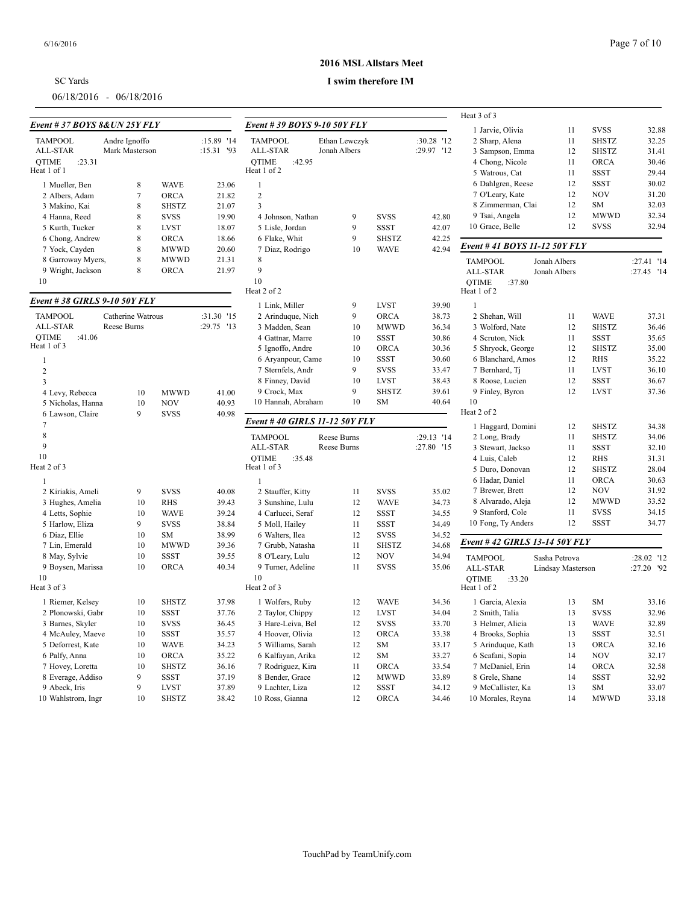SC Yards

06/18/2016 - 06/18/2016

## 2016 MSL Allstars Meet

### I swim therefore IM

### Event # 37 BOYS 8&UN 25Y FLY

| | | | | |
|---|---|---|---|---|
| TAMPOOL | Andre Ignoffo | | | :15.89 '14 |
| ALL-STAR | Mark Masterson | | | :15.31 '93 |
| QTIME :23.31 | | | | |

Heat 1 of 1

| | | | |
|---|---|---|---|
| 1 Mueller, Ben | 8 | WAVE | 23.06 |
| 2 Albers, Adam | 7 | ORCA | 21.82 |
| 3 Makino, Kai | 8 | SHSTZ | 21.07 |
| 4 Hanna, Reed | 8 | SVSS | 19.90 |
| 5 Kurth, Tucker | 8 | LVST | 18.07 |
| 6 Chong, Andrew | 8 | ORCA | 18.66 |
| 7 Yock, Cayden | 8 | MWWD | 20.60 |
| 8 Garroway Myers, | 8 | MWWD | 21.31 |
| 9 Wright, Jackson | 8 | ORCA | 21.97 |
| 10 | | | |

### Event # 38 GIRLS 9-10 50Y FLY

| | | | | |
|---|---|---|---|---|
| TAMPOOL | Catherine Watrous | | | :31.30 '15 |
| ALL-STAR | Reese Burns | | | :29.75 '13 |
| QTIME :41.06 | | | | |

Heat 1 of 3

| | | | |
|---|---|---|---|
| 1 | | | |
| 2 | | | |
| 3 | | | |
| 4 Levy, Rebecca | 10 | MWWD | 41.00 |
| 5 Nicholas, Hanna | 10 | NOV | 40.93 |
| 6 Lawson, Claire | 9 | SVSS | 40.98 |
| 7 | | | |
| 8 | | | |
| 9 | | | |
| 10 | | | |

Heat 2 of 3

| | | | |
|---|---|---|---|
| 1 | | | |
| 2 Kiriakis, Ameli | 9 | SVSS | 40.08 |
| 3 Hughes, Amelia | 10 | RHS | 39.43 |
| 4 Letts, Sophie | 10 | WAVE | 39.24 |
| 5 Harlow, Eliza | 9 | SVSS | 38.84 |
| 6 Diaz, Ellie | 10 | SM | 38.99 |
| 7 Lin, Emerald | 10 | MWWD | 39.36 |
| 8 May, Sylvie | 10 | SSST | 39.55 |
| 9 Boysen, Marissa | 10 | ORCA | 40.34 |
| 10 | | | |

Heat 3 of 3

| | | | |
|---|---|---|---|
| 1 Riemer, Kelsey | 10 | SHSTZ | 37.98 |
| 2 Plonowski, Gabr | 10 | SSST | 37.76 |
| 3 Barnes, Skyler | 10 | SVSS | 36.45 |
| 4 McAuley, Maeve | 10 | SSST | 35.57 |
| 5 Deforrest, Kate | 10 | WAVE | 34.23 |
| 6 Palfy, Anna | 10 | ORCA | 35.22 |
| 7 Hovey, Loretta | 10 | SHSTZ | 36.16 |
| 8 Everage, Addiso | 9 | SSST | 37.19 |
| 9 Abeck, Iris | 9 | LVST | 37.89 |
| 10 Wahlstrom, Ingr | 10 | SHSTZ | 38.42 |

### Event # 39 BOYS 9-10 50Y FLY

| | | | | |
|---|---|---|---|---|
| TAMPOOL | Ethan Lewczyk | | | :30.28 '12 |
| ALL-STAR | Jonah Albers | | | :29.97 '12 |
| QTIME :42.95 | | | | |

Heat 1 of 2

| | | | |
|---|---|---|---|
| 1 | | | |
| 2 | | | |
| 3 | | | |
| 4 Johnson, Nathan | 9 | SVSS | 42.80 |
| 5 Lisle, Jordan | 9 | SSST | 42.07 |
| 6 Flake, Whit | 9 | SHSTZ | 42.25 |
| 7 Diaz, Rodrigo | 10 | WAVE | 42.94 |
| 8 | | | |
| 9 | | | |
| 10 | | | |

Heat 2 of 2

| | | | |
|---|---|---|---|
| 1 Link, Miller | 9 | LVST | 39.90 |
| 2 Arinduque, Nich | 9 | ORCA | 38.73 |
| 3 Madden, Sean | 10 | MWWD | 36.34 |
| 4 Gattnar, Marre | 10 | SSST | 30.86 |
| 5 Ignoffo, Andre | 10 | ORCA | 30.36 |
| 6 Aryanpour, Came | 10 | SSST | 30.60 |
| 7 Sternfels, Andr | 9 | SVSS | 33.47 |
| 8 Finney, David | 10 | LVST | 38.43 |
| 9 Crock, Max | 9 | SHSTZ | 39.61 |
| 10 Hannah, Abraham | 10 | SM | 40.64 |

### Event # 40 GIRLS 11-12 50Y FLY

| | | | | |
|---|---|---|---|---|
| TAMPOOL | Reese Burns | | | :29.13 '14 |
| ALL-STAR | Reese Burns | | | :27.80 '15 |
| QTIME :35.48 | | | | |

Heat 1 of 3

| | | | |
|---|---|---|---|
| 1 | | | |
| 2 Stauffer, Kitty | 11 | SVSS | 35.02 |
| 3 Sunshine, Lulu | 12 | WAVE | 34.73 |
| 4 Carlucci, Seraf | 12 | SSST | 34.55 |
| 5 Moll, Hailey | 11 | SSST | 34.49 |
| 6 Walters, Ilea | 12 | SVSS | 34.52 |
| 7 Grubb, Natasha | 11 | SHSTZ | 34.68 |
| 8 O'Leary, Lulu | 12 | NOV | 34.94 |
| 9 Turner, Adeline | 11 | SVSS | 35.06 |
| 10 | | | |

Heat 2 of 3

| | | | |
|---|---|---|---|
| 1 Wolfers, Ruby | 12 | WAVE | 34.36 |
| 2 Taylor, Chippy | 12 | LVST | 34.04 |
| 3 Hare-Leiva, Bel | 12 | SVSS | 33.70 |
| 4 Hoover, Olivia | 12 | ORCA | 33.38 |
| 5 Williams, Sarah | 12 | SM | 33.17 |
| 6 Kalfayan, Arika | 12 | SM | 33.27 |
| 7 Rodriguez, Kira | 11 | ORCA | 33.54 |
| 8 Bender, Grace | 12 | MWWD | 33.89 |
| 9 Lachter, Liza | 12 | SSST | 34.12 |
| 10 Ross, Gianna | 12 | ORCA | 34.46 |

Heat 3 of 3

| | | | |
|---|---|---|---|
| 1 Jarvie, Olivia | 11 | SVSS | 32.88 |
| 2 Sharp, Alena | 11 | SHSTZ | 32.25 |
| 3 Sampson, Emma | 12 | SHSTZ | 31.41 |
| 4 Chong, Nicole | 11 | ORCA | 30.46 |
| 5 Watrous, Cat | 11 | SSST | 29.44 |
| 6 Dahlgren, Reese | 12 | SSST | 30.02 |
| 7 O'Leary, Kate | 12 | NOV | 31.20 |
| 8 Zimmerman, Clai | 12 | SM | 32.03 |
| 9 Tsai, Angela | 12 | MWWD | 32.34 |
| 10 Grace, Belle | 12 | SVSS | 32.94 |

### Event # 41 BOYS 11-12 50Y FLY

| | | | | |
|---|---|---|---|---|
| TAMPOOL | Jonah Albers | | | :27.41 '14 |
| ALL-STAR | Jonah Albers | | | :27.45 '14 |
| QTIME :37.80 | | | | |

Heat 1 of 2

| | | | |
|---|---|---|---|
| 1 | | | |
| 2 Shehan, Will | 11 | WAVE | 37.31 |
| 3 Wolford, Nate | 12 | SHSTZ | 36.46 |
| 4 Scruton, Nick | 11 | SSST | 35.65 |
| 5 Shryock, George | 12 | SHSTZ | 35.00 |
| 6 Blanchard, Amos | 12 | RHS | 35.22 |
| 7 Bernhard, Tj | 11 | LVST | 36.10 |
| 8 Roose, Lucien | 12 | SSST | 36.67 |
| 9 Finley, Byron | 12 | LVST | 37.36 |
| 10 | | | |

Heat 2 of 2

| | | | |
|---|---|---|---|
| 1 Haggard, Domini | 12 | SHSTZ | 34.38 |
| 2 Long, Brady | 11 | SHSTZ | 34.06 |
| 3 Stewart, Jackso | 11 | SSST | 32.10 |
| 4 Luis, Caleb | 12 | RHS | 31.31 |
| 5 Duro, Donovan | 12 | SHSTZ | 28.04 |
| 6 Hadar, Daniel | 11 | ORCA | 30.63 |
| 7 Brewer, Brett | 12 | NOV | 31.92 |
| 8 Alvarado, Aleja | 12 | MWWD | 33.52 |
| 9 Stanford, Cole | 11 | SVSS | 34.15 |
| 10 Fong, Ty Anders | 12 | SSST | 34.77 |

### Event # 42 GIRLS 13-14 50Y FLY

| | | | | |
|---|---|---|---|---|
| TAMPOOL | Sasha Petrova | | | :28.02 '12 |
| ALL-STAR | Lindsay Masterson | | | :27.20 '92 |
| QTIME :33.20 | | | | |

Heat 1 of 2

| | | | |
|---|---|---|---|
| 1 Garcia, Alexia | 13 | SM | 33.16 |
| 2 Smith, Talia | 13 | SVSS | 32.96 |
| 3 Helmer, Alicia | 13 | WAVE | 32.89 |
| 4 Brooks, Sophia | 13 | SSST | 32.51 |
| 5 Arinduque, Kath | 13 | ORCA | 32.16 |
| 6 Scafani, Sopia | 14 | NOV | 32.17 |
| 7 McDaniel, Erin | 14 | ORCA | 32.58 |
| 8 Grele, Shane | 14 | SSST | 32.92 |
| 9 McCallister, Ka | 13 | SM | 33.07 |
| 10 Morales, Reyna | 14 | MWWD | 33.18 |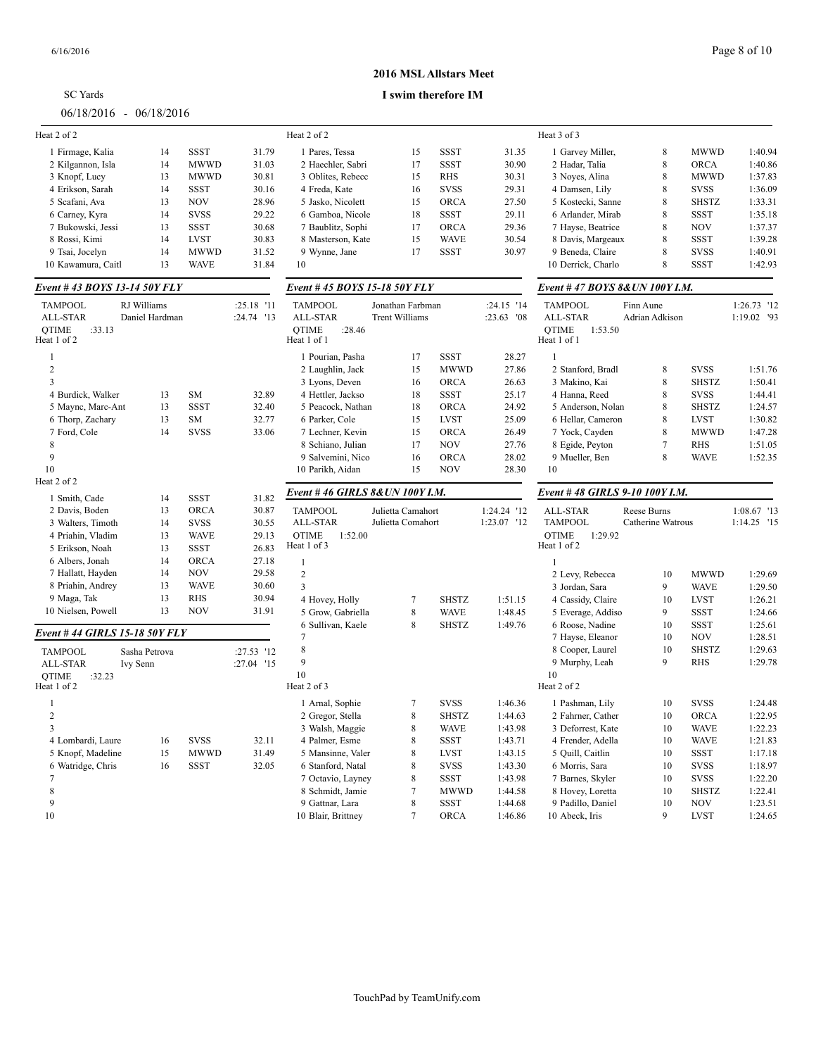## 2016 MSL Allstars Meet

### I swim therefore IM

SC Yards

06/18/2016 - 06/18/2016

Heat 2 of 2

| Name | Age | Team | Time |
|---|---|---|---|
| 1 Firmage, Kalia | 14 | SSST | 31.79 |
| 2 Kilgannon, Isla | 14 | MWWD | 31.03 |
| 3 Knopf, Lucy | 13 | MWWD | 30.81 |
| 4 Erikson, Sarah | 14 | SSST | 30.16 |
| 5 Scafani, Ava | 13 | NOV | 28.96 |
| 6 Carney, Kyra | 14 | SVSS | 29.22 |
| 7 Bukowski, Jessi | 13 | SSST | 30.68 |
| 8 Rossi, Kimi | 14 | LVST | 30.83 |
| 9 Tsai, Jocelyn | 14 | MWWD | 31.52 |
| 10 Kawamura, Caitl | 13 | WAVE | 31.84 |

### Event # 43 BOYS 13-14 50Y FLY

TAMPOOL RJ Williams :25.18 '11
ALL-STAR Daniel Hardman :24.74 '13
QTIME :33.13

Heat 1 of 2

| Name | Age | Team | Time |
|---|---|---|---|
| 1 | | | |
| 2 | | | |
| 3 | | | |
| 4 Burdick, Walker | 13 | SM | 32.89 |
| 5 Maync, Marc-Ant | 13 | SSST | 32.40 |
| 6 Thorp, Zachary | 13 | SM | 32.77 |
| 7 Ford, Cole | 14 | SVSS | 33.06 |
| 8 | | | |
| 9 | | | |
| 10 | | | |

Heat 2 of 2

| Name | Age | Team | Time |
|---|---|---|---|
| 1 Smith, Cade | 14 | SSST | 31.82 |
| 2 Davis, Boden | 13 | ORCA | 30.87 |
| 3 Walters, Timoth | 14 | SVSS | 30.55 |
| 4 Priahin, Vladim | 13 | WAVE | 29.13 |
| 5 Erikson, Noah | 13 | SSST | 26.83 |
| 6 Albers, Jonah | 14 | ORCA | 27.18 |
| 7 Hallatt, Hayden | 14 | NOV | 29.58 |
| 8 Priahin, Andrey | 13 | WAVE | 30.60 |
| 9 Maga, Tak | 13 | RHS | 30.94 |
| 10 Nielsen, Powell | 13 | NOV | 31.91 |

### Event # 44 GIRLS 15-18 50Y FLY

TAMPOOL Sasha Petrova :27.53 '12
ALL-STAR Ivy Senn :27.04 '15
QTIME :32.23

Heat 1 of 2

| Name | Age | Team | Time |
|---|---|---|---|
| 1 | | | |
| 2 | | | |
| 3 | | | |
| 4 Lombardi, Laure | 16 | SVSS | 32.11 |
| 5 Knopf, Madeline | 15 | MWWD | 31.49 |
| 6 Watridge, Chris | 16 | SSST | 32.05 |
| 7 | | | |
| 8 | | | |
| 9 | | | |
| 10 | | | |

Heat 2 of 2

| Name | Age | Team | Time |
|---|---|---|---|
| 1 Pares, Tessa | 15 | SSST | 31.35 |
| 2 Haechler, Sabri | 17 | SSST | 30.90 |
| 3 Oblites, Rebecc | 15 | RHS | 30.31 |
| 4 Freda, Kate | 16 | SVSS | 29.31 |
| 5 Jasko, Nicolett | 15 | ORCA | 27.50 |
| 6 Gamboa, Nicole | 18 | SSST | 29.11 |
| 7 Baublitz, Sophi | 17 | ORCA | 29.36 |
| 8 Masterson, Kate | 15 | WAVE | 30.54 |
| 9 Wynne, Jane | 17 | SSST | 30.97 |
| 10 | | | |

### Event # 45 BOYS 15-18 50Y FLY

TAMPOOL Jonathan Farbman :24.15 '14
ALL-STAR Trent Williams :23.63 '08
QTIME :28.46

Heat 1 of 1

| Name | Age | Team | Time |
|---|---|---|---|
| 1 Pourian, Pasha | 17 | SSST | 28.27 |
| 2 Laughlin, Jack | 15 | MWWD | 27.86 |
| 3 Lyons, Deven | 16 | ORCA | 26.63 |
| 4 Hettler, Jackso | 18 | SSST | 25.17 |
| 5 Peacock, Nathan | 18 | ORCA | 24.92 |
| 6 Parker, Cole | 15 | LVST | 25.09 |
| 7 Lechner, Kevin | 15 | ORCA | 26.49 |
| 8 Schiano, Julian | 17 | NOV | 27.76 |
| 9 Salvemini, Nico | 16 | ORCA | 28.02 |
| 10 Parikh, Aidan | 15 | NOV | 28.30 |

### Event # 46 GIRLS 8&UN 100Y I.M.

TAMPOOL Julietta Camahort 1:24.24 '12
ALL-STAR Julietta Comahort 1:23.07 '12
QTIME 1:52.00

Heat 1 of 3

| Name | Age | Team | Time |
|---|---|---|---|
| 1 | | | |
| 2 | | | |
| 3 | | | |
| 4 Hovey, Holly | 7 | SHSTZ | 1:51.15 |
| 5 Grow, Gabriella | 8 | WAVE | 1:48.45 |
| 6 Sullivan, Kaele | 8 | SHSTZ | 1:49.76 |
| 7 | | | |
| 8 | | | |
| 9 | | | |
| 10 | | | |

Heat 2 of 3

| Name | Age | Team | Time |
|---|---|---|---|
| 1 Arnal, Sophie | 7 | SVSS | 1:46.36 |
| 2 Gregor, Stella | 8 | SHSTZ | 1:44.63 |
| 3 Walsh, Maggie | 8 | WAVE | 1:43.98 |
| 4 Palmer, Esme | 8 | SSST | 1:43.71 |
| 5 Mansinne, Valer | 8 | LVST | 1:43.15 |
| 6 Stanford, Natal | 8 | SVSS | 1:43.30 |
| 7 Octavio, Layney | 8 | SSST | 1:43.98 |
| 8 Schmidt, Jamie | 7 | MWWD | 1:44.58 |
| 9 Gattnar, Lara | 8 | SSST | 1:44.68 |
| 10 Blair, Brittney | 7 | ORCA | 1:46.86 |

Heat 3 of 3

| Name | Age | Team | Time |
|---|---|---|---|
| 1 Garvey Miller, | 8 | MWWD | 1:40.94 |
| 2 Hadar, Talia | 8 | ORCA | 1:40.86 |
| 3 Noyes, Alina | 8 | MWWD | 1:37.83 |
| 4 Damsen, Lily | 8 | SVSS | 1:36.09 |
| 5 Kostecki, Sanne | 8 | SHSTZ | 1:33.31 |
| 6 Arlander, Mirab | 8 | SSST | 1:35.18 |
| 7 Hayse, Beatrice | 8 | NOV | 1:37.37 |
| 8 Davis, Margeaux | 8 | SSST | 1:39.28 |
| 9 Beneda, Claire | 8 | SVSS | 1:40.91 |
| 10 Derrick, Charlo | 8 | SSST | 1:42.93 |

### Event # 47 BOYS 8&UN 100Y I.M.

TAMPOOL Finn Aune 1:26.73 '12
ALL-STAR Adrian Adkison 1:19.02 '93
QTIME 1:53.50

Heat 1 of 1

| Name | Age | Team | Time |
|---|---|---|---|
| 1 | | | |
| 2 Stanford, Bradl | 8 | SVSS | 1:51.76 |
| 3 Makino, Kai | 8 | SHSTZ | 1:50.41 |
| 4 Hanna, Reed | 8 | SVSS | 1:44.41 |
| 5 Anderson, Nolan | 8 | SHSTZ | 1:24.57 |
| 6 Hellar, Cameron | 8 | LVST | 1:30.82 |
| 7 Yock, Cayden | 8 | MWWD | 1:47.28 |
| 8 Egide, Peyton | 7 | RHS | 1:51.05 |
| 9 Mueller, Ben | 8 | WAVE | 1:52.35 |
| 10 | | | |

### Event # 48 GIRLS 9-10 100Y I.M.

ALL-STAR Reese Burns 1:08.67 '13
TAMPOOL Catherine Watrous 1:14.25 '15
QTIME 1:29.92

Heat 1 of 2

| Name | Age | Team | Time |
|---|---|---|---|
| 1 | | | |
| 2 Levy, Rebecca | 10 | MWWD | 1:29.69 |
| 3 Jordan, Sara | 9 | WAVE | 1:29.50 |
| 4 Cassidy, Claire | 10 | LVST | 1:26.21 |
| 5 Everage, Addiso | 9 | SSST | 1:24.66 |
| 6 Roose, Nadine | 10 | SSST | 1:25.61 |
| 7 Hayse, Eleanor | 10 | NOV | 1:28.51 |
| 8 Cooper, Laurel | 10 | SHSTZ | 1:29.63 |
| 9 Murphy, Leah | 9 | RHS | 1:29.78 |
| 10 | | | |

Heat 2 of 2

| Name | Age | Team | Time |
|---|---|---|---|
| 1 Pashman, Lily | 10 | SVSS | 1:24.48 |
| 2 Fahrner, Cather | 10 | ORCA | 1:22.95 |
| 3 Deforrest, Kate | 10 | WAVE | 1:22.23 |
| 4 Frender, Adella | 10 | WAVE | 1:21.83 |
| 5 Quill, Caitlin | 10 | SSST | 1:17.18 |
| 6 Morris, Sara | 10 | SVSS | 1:18.97 |
| 7 Barnes, Skyler | 10 | SVSS | 1:22.20 |
| 8 Hovey, Loretta | 10 | SHSTZ | 1:22.41 |
| 9 Padillo, Daniel | 10 | NOV | 1:23.51 |
| 10 Abeck, Iris | 9 | LVST | 1:24.65 |

TouchPad by TeamUnify.com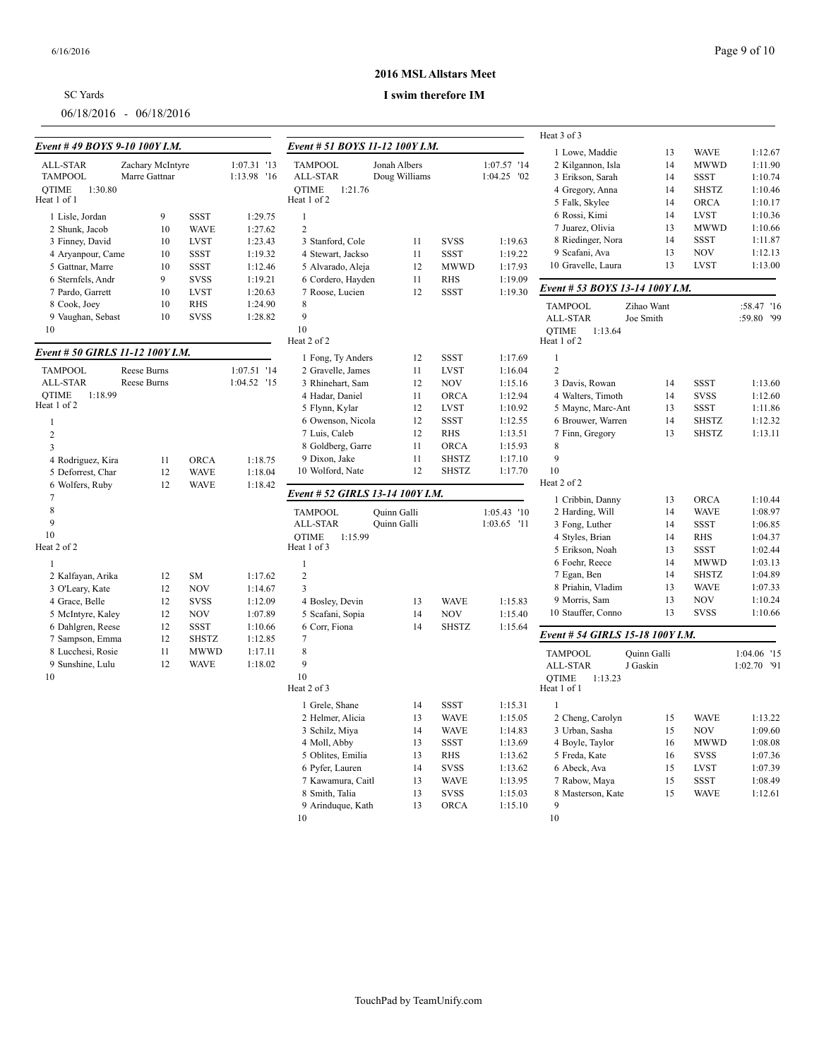SC Yards

06/18/2016 - 06/18/2016

## 2016 MSL Allstars Meet

### I swim therefore IM

### Event # 49 BOYS 9-10 100Y I.M.

ALL-STAR Zachary McIntyre 1:07.31 '13
TAMPOOL Marre Gattnar 1:13.98 '16
QTIME 1:30.80

Heat 1 of 1

| Lane | Name | Age | Team | Seed |
|---|---|---|---|---|
| 1 | Lisle, Jordan | 9 | SSST | 1:29.75 |
| 2 | Shunk, Jacob | 10 | WAVE | 1:27.62 |
| 3 | Finney, David | 10 | LVST | 1:23.43 |
| 4 | Aryanpour, Came | 10 | SSST | 1:19.32 |
| 5 | Gattnar, Marre | 10 | SSST | 1:12.46 |
| 6 | Sternfels, Andr | 9 | SVSS | 1:19.21 |
| 7 | Pardo, Garrett | 10 | LVST | 1:20.63 |
| 8 | Cook, Joey | 10 | RHS | 1:24.90 |
| 9 | Vaughan, Sebast | 10 | SVSS | 1:28.82 |
| 10 | | | | |

### Event # 50 GIRLS 11-12 100Y I.M.

TAMPOOL Reese Burns 1:07.51 '14
ALL-STAR Reese Burns 1:04.52 '15
QTIME 1:18.99

Heat 1 of 2

| Lane | Name | Age | Team | Seed |
|---|---|---|---|---|
| 1 | | | | |
| 2 | | | | |
| 3 | | | | |
| 4 | Rodriguez, Kira | 11 | ORCA | 1:18.75 |
| 5 | Deforrest, Char | 12 | WAVE | 1:18.04 |
| 6 | Wolfers, Ruby | 12 | WAVE | 1:18.42 |
| 7 | | | | |
| 8 | | | | |
| 9 | | | | |
| 10 | | | | |

Heat 2 of 2

| Lane | Name | Age | Team | Seed |
|---|---|---|---|---|
| 1 | | | | |
| 2 | Kalfayan, Arika | 12 | SM | 1:17.62 |
| 3 | O'Leary, Kate | 12 | NOV | 1:14.67 |
| 4 | Grace, Belle | 12 | SVSS | 1:12.09 |
| 5 | McIntyre, Kaley | 12 | NOV | 1:07.89 |
| 6 | Dahlgren, Reese | 12 | SSST | 1:10.66 |
| 7 | Sampson, Emma | 12 | SHSTZ | 1:12.85 |
| 8 | Lucchesi, Rosie | 11 | MWWD | 1:17.11 |
| 9 | Sunshine, Lulu | 12 | WAVE | 1:18.02 |
| 10 | | | | |

### Event # 51 BOYS 11-12 100Y I.M.

TAMPOOL Jonah Albers 1:07.57 '14
ALL-STAR Doug Williams 1:04.25 '02
QTIME 1:21.76

Heat 1 of 2

| Lane | Name | Age | Team | Seed |
|---|---|---|---|---|
| 1 | | | | |
| 2 | | | | |
| 3 | Stanford, Cole | 11 | SVSS | 1:19.63 |
| 4 | Stewart, Jackso | 11 | SSST | 1:19.22 |
| 5 | Alvarado, Aleja | 12 | MWWD | 1:17.93 |
| 6 | Cordero, Hayden | 11 | RHS | 1:19.09 |
| 7 | Roose, Lucien | 12 | SSST | 1:19.30 |
| 8 | | | | |
| 9 | | | | |
| 10 | | | | |

Heat 2 of 2

| Lane | Name | Age | Team | Seed |
|---|---|---|---|---|
| 1 | Fong, Ty Anders | 12 | SSST | 1:17.69 |
| 2 | Gravelle, James | 11 | LVST | 1:16.04 |
| 3 | Rhinehart, Sam | 12 | NOV | 1:15.16 |
| 4 | Hadar, Daniel | 11 | ORCA | 1:12.94 |
| 5 | Flynn, Kylar | 12 | LVST | 1:10.92 |
| 6 | Owenson, Nicola | 12 | SSST | 1:12.55 |
| 7 | Luis, Caleb | 12 | RHS | 1:13.51 |
| 8 | Goldberg, Garre | 11 | ORCA | 1:15.93 |
| 9 | Dixon, Jake | 11 | SHSTZ | 1:17.10 |
| 10 | Wolford, Nate | 12 | SHSTZ | 1:17.70 |

### Event # 52 GIRLS 13-14 100Y I.M.

TAMPOOL Quinn Galli 1:05.43 '10
ALL-STAR Quinn Galli 1:03.65 '11
QTIME 1:15.99

Heat 1 of 3

| Lane | Name | Age | Team | Seed |
|---|---|---|---|---|
| 1 | | | | |
| 2 | | | | |
| 3 | | | | |
| 4 | Bosley, Devin | 13 | WAVE | 1:15.83 |
| 5 | Scafani, Sopia | 14 | NOV | 1:15.40 |
| 6 | Corr, Fiona | 14 | SHSTZ | 1:15.64 |
| 7 | | | | |
| 8 | | | | |
| 9 | | | | |
| 10 | | | | |

Heat 2 of 3

| Lane | Name | Age | Team | Seed |
|---|---|---|---|---|
| 1 | Grele, Shane | 14 | SSST | 1:15.31 |
| 2 | Helmer, Alicia | 13 | WAVE | 1:15.05 |
| 3 | Schilz, Miya | 14 | WAVE | 1:14.83 |
| 4 | Moll, Abby | 13 | SSST | 1:13.69 |
| 5 | Oblites, Emilia | 13 | RHS | 1:13.62 |
| 6 | Pyfer, Lauren | 14 | SVSS | 1:13.62 |
| 7 | Kawamura, Caitl | 13 | WAVE | 1:13.95 |
| 8 | Smith, Talia | 13 | SVSS | 1:15.03 |
| 9 | Arinduque, Kath | 13 | ORCA | 1:15.10 |
| 10 | | | | |

Heat 3 of 3

| Lane | Name | Age | Team | Seed |
|---|---|---|---|---|
| 1 | Lowe, Maddie | 13 | WAVE | 1:12.67 |
| 2 | Kilgannon, Isla | 14 | MWWD | 1:11.90 |
| 3 | Erikson, Sarah | 14 | SSST | 1:10.74 |
| 4 | Gregory, Anna | 14 | SHSTZ | 1:10.46 |
| 5 | Falk, Skylee | 14 | ORCA | 1:10.17 |
| 6 | Rossi, Kimi | 14 | LVST | 1:10.36 |
| 7 | Juarez, Olivia | 13 | MWWD | 1:10.66 |
| 8 | Riedinger, Nora | 14 | SSST | 1:11.87 |
| 9 | Scafani, Ava | 13 | NOV | 1:12.13 |
| 10 | Gravelle, Laura | 13 | LVST | 1:13.00 |

### Event # 53 BOYS 13-14 100Y I.M.

TAMPOOL Zihao Want :58.47 '16
ALL-STAR Joe Smith :59.80 '99
QTIME 1:13.64

Heat 1 of 2

| Lane | Name | Age | Team | Seed |
|---|---|---|---|---|
| 1 | | | | |
| 2 | | | | |
| 3 | Davis, Rowan | 14 | SSST | 1:13.60 |
| 4 | Walters, Timoth | 14 | SVSS | 1:12.60 |
| 5 | Maync, Marc-Ant | 13 | SSST | 1:11.86 |
| 6 | Brouwer, Warren | 14 | SHSTZ | 1:12.32 |
| 7 | Finn, Gregory | 13 | SHSTZ | 1:13.11 |
| 8 | | | | |
| 9 | | | | |
| 10 | | | | |

Heat 2 of 2

| Lane | Name | Age | Team | Seed |
|---|---|---|---|---|
| 1 | Cribbin, Danny | 13 | ORCA | 1:10.44 |
| 2 | Harding, Will | 14 | WAVE | 1:08.97 |
| 3 | Fong, Luther | 14 | SSST | 1:06.85 |
| 4 | Styles, Brian | 14 | RHS | 1:04.37 |
| 5 | Erikson, Noah | 13 | SSST | 1:02.44 |
| 6 | Foehr, Reece | 14 | MWWD | 1:03.13 |
| 7 | Egan, Ben | 14 | SHSTZ | 1:04.89 |
| 8 | Priahin, Vladim | 13 | WAVE | 1:07.33 |
| 9 | Morris, Sam | 13 | NOV | 1:10.24 |
| 10 | Stauffer, Conno | 13 | SVSS | 1:10.66 |

### Event # 54 GIRLS 15-18 100Y I.M.

TAMPOOL Quinn Galli 1:04.06 '15
ALL-STAR J Gaskin 1:02.70 '91
QTIME 1:13.23

Heat 1 of 1

| Lane | Name | Age | Team | Seed |
|---|---|---|---|---|
| 1 | | | | |
| 2 | Cheng, Carolyn | 15 | WAVE | 1:13.22 |
| 3 | Urban, Sasha | 15 | NOV | 1:09.60 |
| 4 | Boyle, Taylor | 16 | MWWD | 1:08.08 |
| 5 | Freda, Kate | 16 | SVSS | 1:07.36 |
| 6 | Abeck, Ava | 15 | LVST | 1:07.39 |
| 7 | Rabow, Maya | 15 | SSST | 1:08.49 |
| 8 | Masterson, Kate | 15 | WAVE | 1:12.61 |
| 9 | | | | |
| 10 | | | | |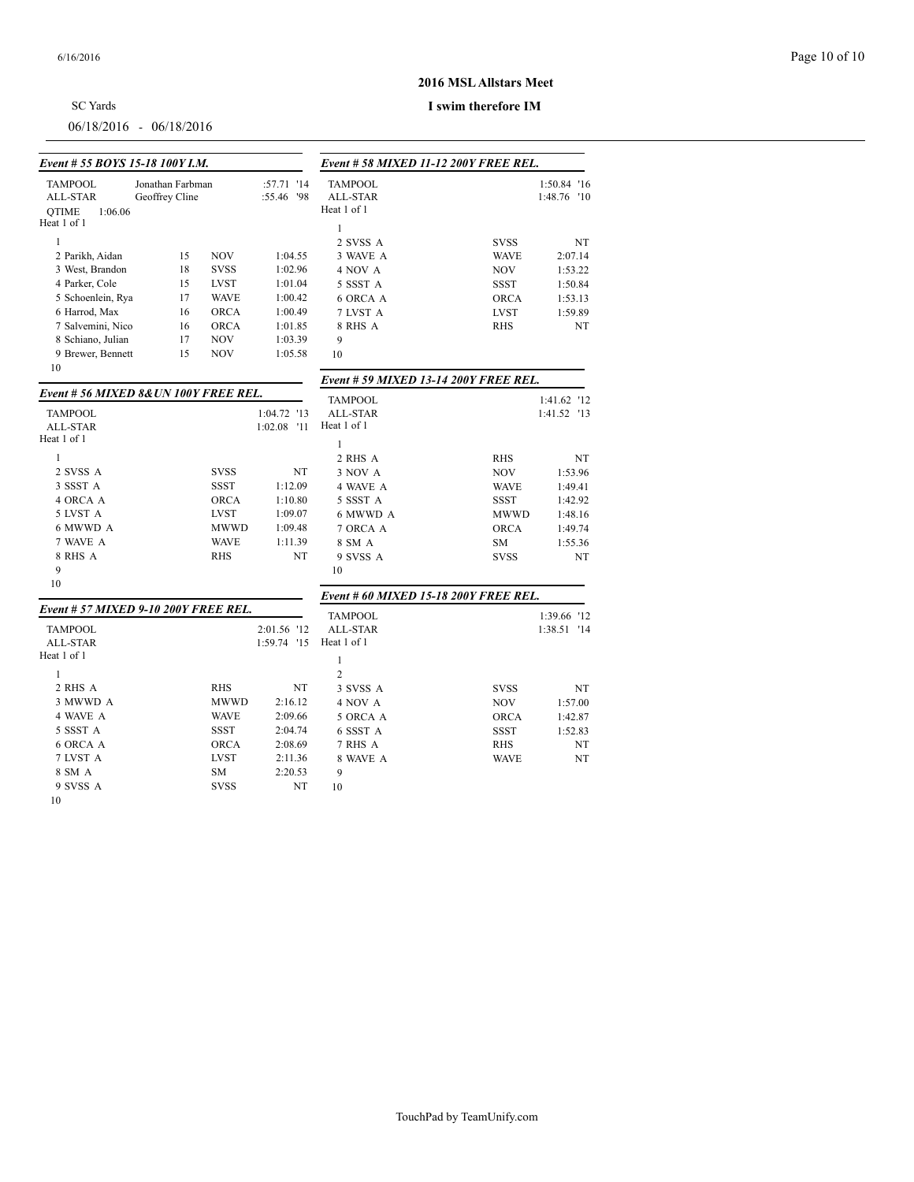## 2016 MSL Allstars Meet

SC Yards

06/18/2016 - 06/18/2016

### I swim therefore IM

### Event # 55 BOYS 15-18 100Y I.M.

| | | | |
|---|---|---|---|
| TAMPOOL | Jonathan Farbman | | :57.71 '14 |
| ALL-STAR | Geoffrey Cline | | :55.46 '98 |
| QTIME 1:06.06 | | | |

Heat 1 of 1

| | | | |
|---|---|---|---|
| 1 | | | |
| 2 Parikh, Aidan | 15 | NOV | 1:04.55 |
| 3 West, Brandon | 18 | SVSS | 1:02.96 |
| 4 Parker, Cole | 15 | LVST | 1:01.04 |
| 5 Schoenlein, Rya | 17 | WAVE | 1:00.42 |
| 6 Harrod, Max | 16 | ORCA | 1:00.49 |
| 7 Salvemini, Nico | 16 | ORCA | 1:01.85 |
| 8 Schiano, Julian | 17 | NOV | 1:03.39 |
| 9 Brewer, Bennett | 15 | NOV | 1:05.58 |
| 10 | | | |

### Event # 56 MIXED 8&UN 100Y FREE REL.

| | | |
|---|---|---|
| TAMPOOL | | 1:04.72 '13 |
| ALL-STAR | | 1:02.08 '11 |

Heat 1 of 1

| | | |
|---|---|---|
| 1 | | |
| 2 SVSS A | SVSS | NT |
| 3 SSST A | SSST | 1:12.09 |
| 4 ORCA A | ORCA | 1:10.80 |
| 5 LVST A | LVST | 1:09.07 |
| 6 MWWD A | MWWD | 1:09.48 |
| 7 WAVE A | WAVE | 1:11.39 |
| 8 RHS A | RHS | NT |
| 9 | | |
| 10 | | |

### Event # 57 MIXED 9-10 200Y FREE REL.

| | | |
|---|---|---|
| TAMPOOL | | 2:01.56 '12 |
| ALL-STAR | | 1:59.74 '15 |

Heat 1 of 1

| | | |
|---|---|---|
| 1 | | |
| 2 RHS A | RHS | NT |
| 3 MWWD A | MWWD | 2:16.12 |
| 4 WAVE A | WAVE | 2:09.66 |
| 5 SSST A | SSST | 2:04.74 |
| 6 ORCA A | ORCA | 2:08.69 |
| 7 LVST A | LVST | 2:11.36 |
| 8 SM A | SM | 2:20.53 |
| 9 SVSS A | SVSS | NT |
| 10 | | |

### Event # 58 MIXED 11-12 200Y FREE REL.

| | | |
|---|---|---|
| TAMPOOL | | 1:50.84 '16 |
| ALL-STAR | | 1:48.76 '10 |

Heat 1 of 1

| | | |
|---|---|---|
| 1 | | |
| 2 SVSS A | SVSS | NT |
| 3 WAVE A | WAVE | 2:07.14 |
| 4 NOV A | NOV | 1:53.22 |
| 5 SSST A | SSST | 1:50.84 |
| 6 ORCA A | ORCA | 1:53.13 |
| 7 LVST A | LVST | 1:59.89 |
| 8 RHS A | RHS | NT |
| 9 | | |
| 10 | | |

### Event # 59 MIXED 13-14 200Y FREE REL.

| | | |
|---|---|---|
| TAMPOOL | | 1:41.62 '12 |
| ALL-STAR | | 1:41.52 '13 |

Heat 1 of 1

| | | |
|---|---|---|
| 1 | | |
| 2 RHS A | RHS | NT |
| 3 NOV A | NOV | 1:53.96 |
| 4 WAVE A | WAVE | 1:49.41 |
| 5 SSST A | SSST | 1:42.92 |
| 6 MWWD A | MWWD | 1:48.16 |
| 7 ORCA A | ORCA | 1:49.74 |
| 8 SM A | SM | 1:55.36 |
| 9 SVSS A | SVSS | NT |
| 10 | | |

### Event # 60 MIXED 15-18 200Y FREE REL.

| | | |
|---|---|---|
| TAMPOOL | | 1:39.66 '12 |
| ALL-STAR | | 1:38.51 '14 |

Heat 1 of 1

| | | |
|---|---|---|
| 1 | | |
| 2 | | |
| 3 SVSS A | SVSS | NT |
| 4 NOV A | NOV | 1:57.00 |
| 5 ORCA A | ORCA | 1:42.87 |
| 6 SSST A | SSST | 1:52.83 |
| 7 RHS A | RHS | NT |
| 8 WAVE A | WAVE | NT |
| 9 | | |
| 10 | | |

TouchPad by TeamUnify.com